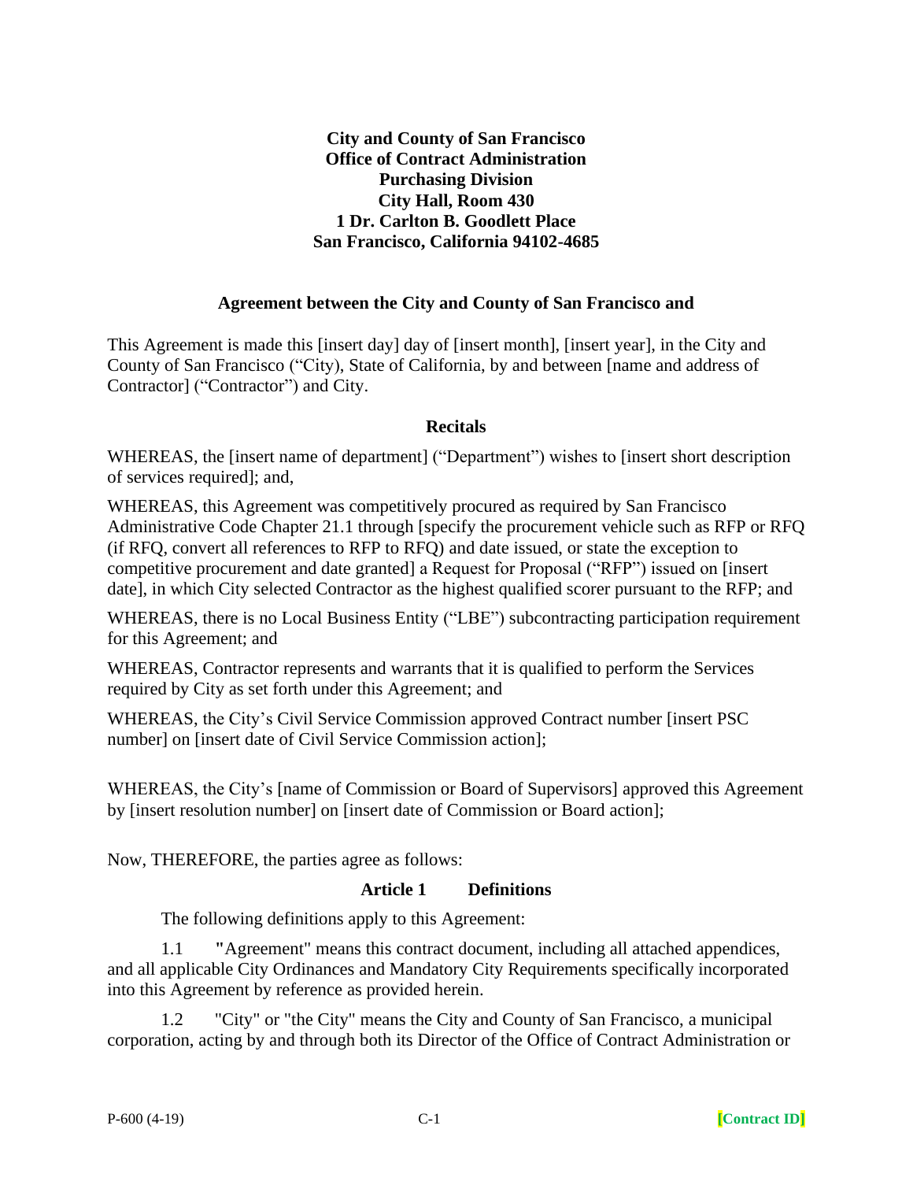**City and County of San Francisco**
**Office of Contract Administration**
**Purchasing Division**
**City Hall, Room 430**
**1 Dr. Carlton B. Goodlett Place**
**San Francisco, California 94102-4685**

## Agreement between the City and County of San Francisco and

This Agreement is made this [insert day] day of [insert month], [insert year], in the City and County of San Francisco ("City), State of California, by and between [name and address of Contractor] ("Contractor") and City.

## Recitals

WHEREAS, the [insert name of department] ("Department") wishes to [insert short description of services required]; and,

WHEREAS, this Agreement was competitively procured as required by San Francisco Administrative Code Chapter 21.1 through [specify the procurement vehicle such as RFP or RFQ (if RFQ, convert all references to RFP to RFQ) and date issued, or state the exception to competitive procurement and date granted] a Request for Proposal ("RFP") issued on [insert date], in which City selected Contractor as the highest qualified scorer pursuant to the RFP; and

WHEREAS, there is no Local Business Entity ("LBE") subcontracting participation requirement for this Agreement; and

WHEREAS, Contractor represents and warrants that it is qualified to perform the Services required by City as set forth under this Agreement; and

WHEREAS, the City's Civil Service Commission approved Contract number [insert PSC number] on [insert date of Civil Service Commission action];

WHEREAS, the City's [name of Commission or Board of Supervisors] approved this Agreement by [insert resolution number] on [insert date of Commission or Board action];

Now, THEREFORE, the parties agree as follows:

## Article 1 Definitions

The following definitions apply to this Agreement:

1.1 "Agreement" means this contract document, including all attached appendices, and all applicable City Ordinances and Mandatory City Requirements specifically incorporated into this Agreement by reference as provided herein.

1.2 "City" or "the City" means the City and County of San Francisco, a municipal corporation, acting by and through both its Director of the Office of Contract Administration or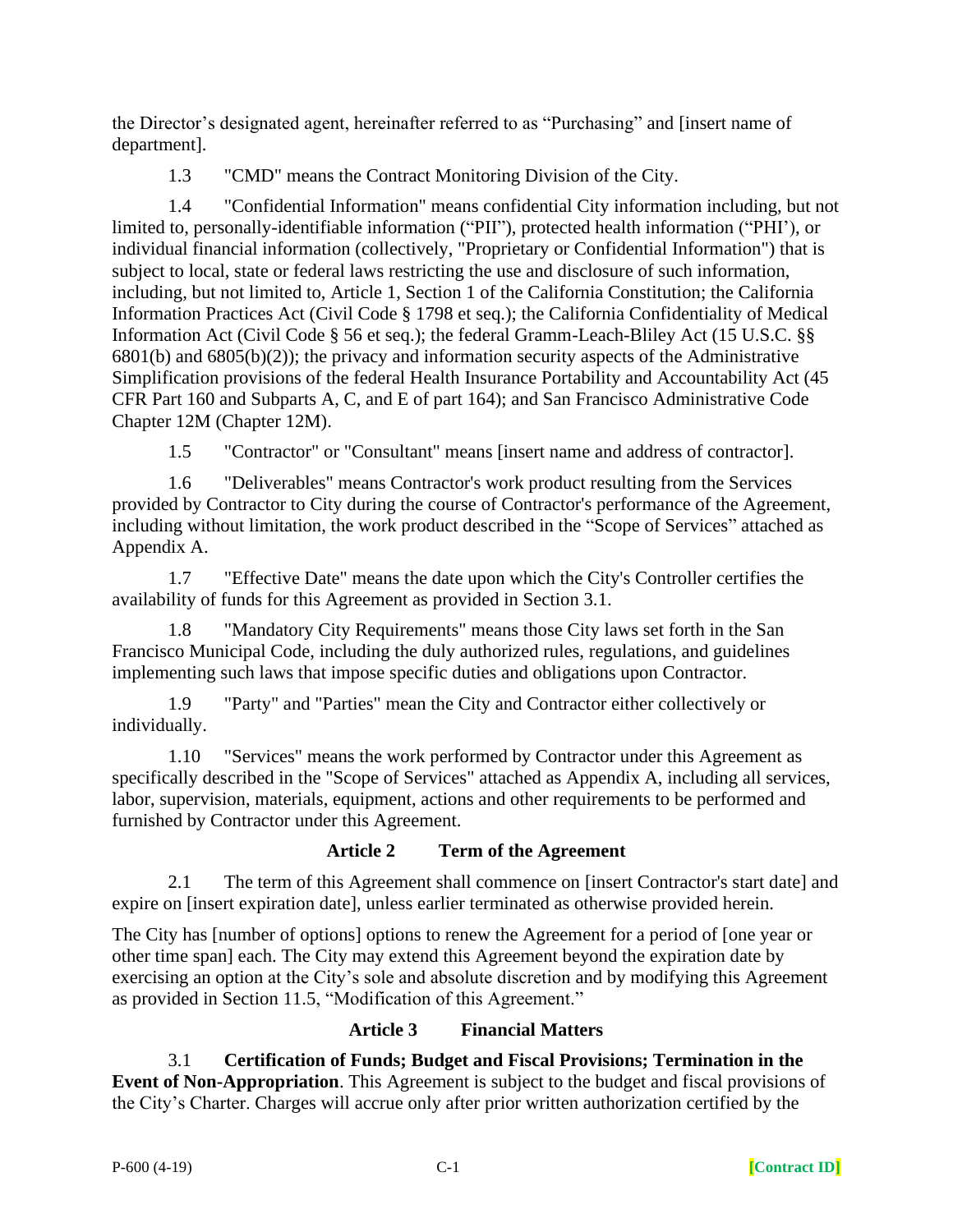the Director's designated agent, hereinafter referred to as "Purchasing" and [insert name of department].

1.3 "CMD" means the Contract Monitoring Division of the City.

1.4 "Confidential Information" means confidential City information including, but not limited to, personally-identifiable information ("PII"), protected health information ("PHI'), or individual financial information (collectively, "Proprietary or Confidential Information") that is subject to local, state or federal laws restricting the use and disclosure of such information, including, but not limited to, Article 1, Section 1 of the California Constitution; the California Information Practices Act (Civil Code § 1798 et seq.); the California Confidentiality of Medical Information Act (Civil Code § 56 et seq.); the federal Gramm-Leach-Bliley Act (15 U.S.C. §§ 6801(b) and 6805(b)(2)); the privacy and information security aspects of the Administrative Simplification provisions of the federal Health Insurance Portability and Accountability Act (45 CFR Part 160 and Subparts A, C, and E of part 164); and San Francisco Administrative Code Chapter 12M (Chapter 12M).

1.5 "Contractor" or "Consultant" means [insert name and address of contractor].

1.6 "Deliverables" means Contractor's work product resulting from the Services provided by Contractor to City during the course of Contractor's performance of the Agreement, including without limitation, the work product described in the "Scope of Services" attached as Appendix A.

1.7 "Effective Date" means the date upon which the City's Controller certifies the availability of funds for this Agreement as provided in Section 3.1.

1.8 "Mandatory City Requirements" means those City laws set forth in the San Francisco Municipal Code, including the duly authorized rules, regulations, and guidelines implementing such laws that impose specific duties and obligations upon Contractor.

1.9 "Party" and "Parties" mean the City and Contractor either collectively or individually.

1.10 "Services" means the work performed by Contractor under this Agreement as specifically described in the "Scope of Services" attached as Appendix A, including all services, labor, supervision, materials, equipment, actions and other requirements to be performed and furnished by Contractor under this Agreement.

## Article 2 Term of the Agreement

2.1 The term of this Agreement shall commence on [insert Contractor's start date] and expire on [insert expiration date], unless earlier terminated as otherwise provided herein.

The City has [number of options] options to renew the Agreement for a period of [one year or other time span] each. The City may extend this Agreement beyond the expiration date by exercising an option at the City's sole and absolute discretion and by modifying this Agreement as provided in Section 11.5, "Modification of this Agreement."

## Article 3 Financial Matters

3.1 **Certification of Funds; Budget and Fiscal Provisions; Termination in the Event of Non-Appropriation**. This Agreement is subject to the budget and fiscal provisions of the City's Charter. Charges will accrue only after prior written authorization certified by the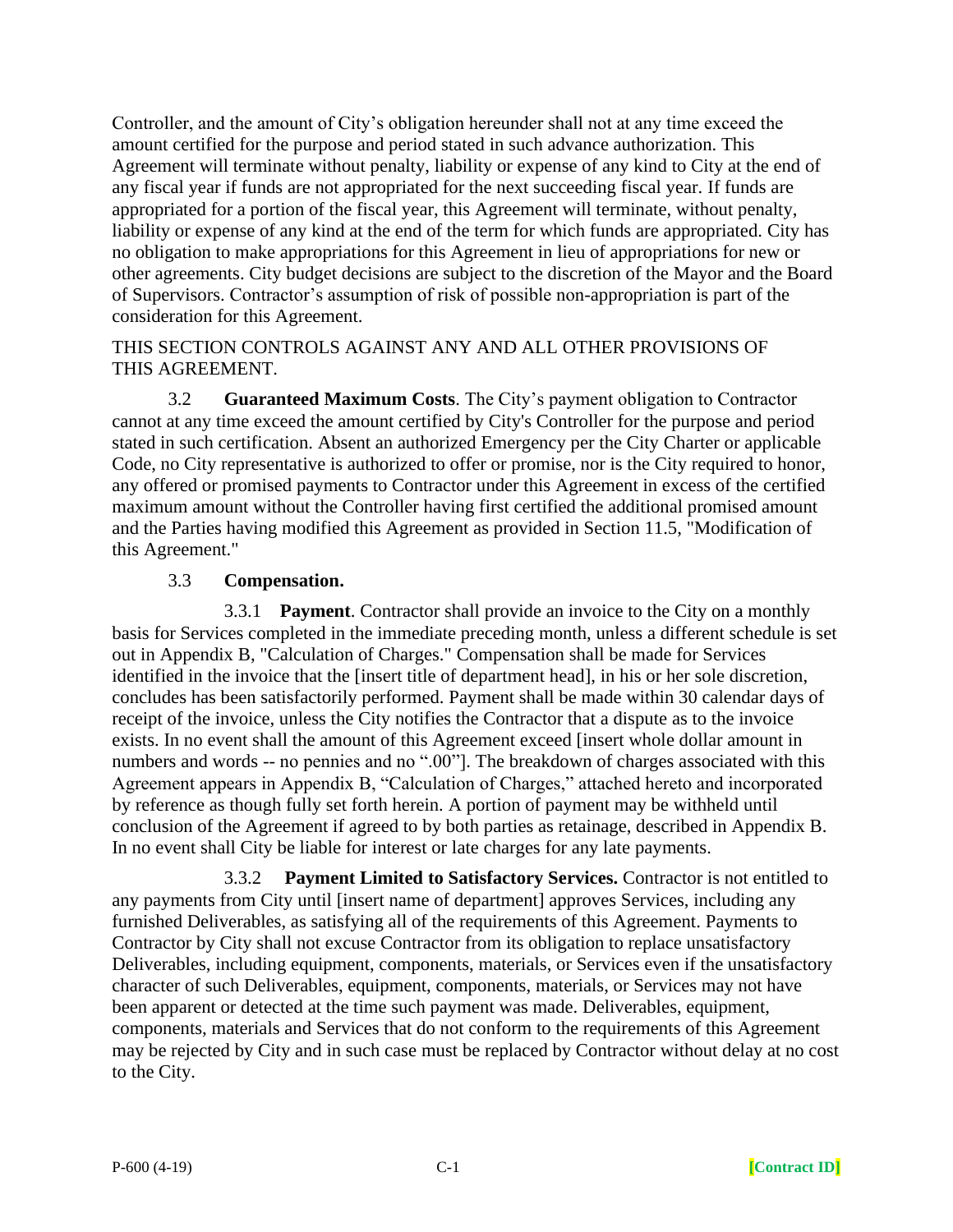Controller, and the amount of City's obligation hereunder shall not at any time exceed the amount certified for the purpose and period stated in such advance authorization. This Agreement will terminate without penalty, liability or expense of any kind to City at the end of any fiscal year if funds are not appropriated for the next succeeding fiscal year. If funds are appropriated for a portion of the fiscal year, this Agreement will terminate, without penalty, liability or expense of any kind at the end of the term for which funds are appropriated. City has no obligation to make appropriations for this Agreement in lieu of appropriations for new or other agreements. City budget decisions are subject to the discretion of the Mayor and the Board of Supervisors. Contractor's assumption of risk of possible non-appropriation is part of the consideration for this Agreement.

THIS SECTION CONTROLS AGAINST ANY AND ALL OTHER PROVISIONS OF THIS AGREEMENT.

3.2 **Guaranteed Maximum Costs**. The City's payment obligation to Contractor cannot at any time exceed the amount certified by City's Controller for the purpose and period stated in such certification. Absent an authorized Emergency per the City Charter or applicable Code, no City representative is authorized to offer or promise, nor is the City required to honor, any offered or promised payments to Contractor under this Agreement in excess of the certified maximum amount without the Controller having first certified the additional promised amount and the Parties having modified this Agreement as provided in Section 11.5, "Modification of this Agreement."

3.3 **Compensation.**

3.3.1 **Payment**. Contractor shall provide an invoice to the City on a monthly basis for Services completed in the immediate preceding month, unless a different schedule is set out in Appendix B, "Calculation of Charges." Compensation shall be made for Services identified in the invoice that the [insert title of department head], in his or her sole discretion, concludes has been satisfactorily performed. Payment shall be made within 30 calendar days of receipt of the invoice, unless the City notifies the Contractor that a dispute as to the invoice exists. In no event shall the amount of this Agreement exceed [insert whole dollar amount in numbers and words -- no pennies and no ".00"]. The breakdown of charges associated with this Agreement appears in Appendix B, "Calculation of Charges," attached hereto and incorporated by reference as though fully set forth herein. A portion of payment may be withheld until conclusion of the Agreement if agreed to by both parties as retainage, described in Appendix B. In no event shall City be liable for interest or late charges for any late payments.

3.3.2 **Payment Limited to Satisfactory Services.** Contractor is not entitled to any payments from City until [insert name of department] approves Services, including any furnished Deliverables, as satisfying all of the requirements of this Agreement. Payments to Contractor by City shall not excuse Contractor from its obligation to replace unsatisfactory Deliverables, including equipment, components, materials, or Services even if the unsatisfactory character of such Deliverables, equipment, components, materials, or Services may not have been apparent or detected at the time such payment was made. Deliverables, equipment, components, materials and Services that do not conform to the requirements of this Agreement may be rejected by City and in such case must be replaced by Contractor without delay at no cost to the City.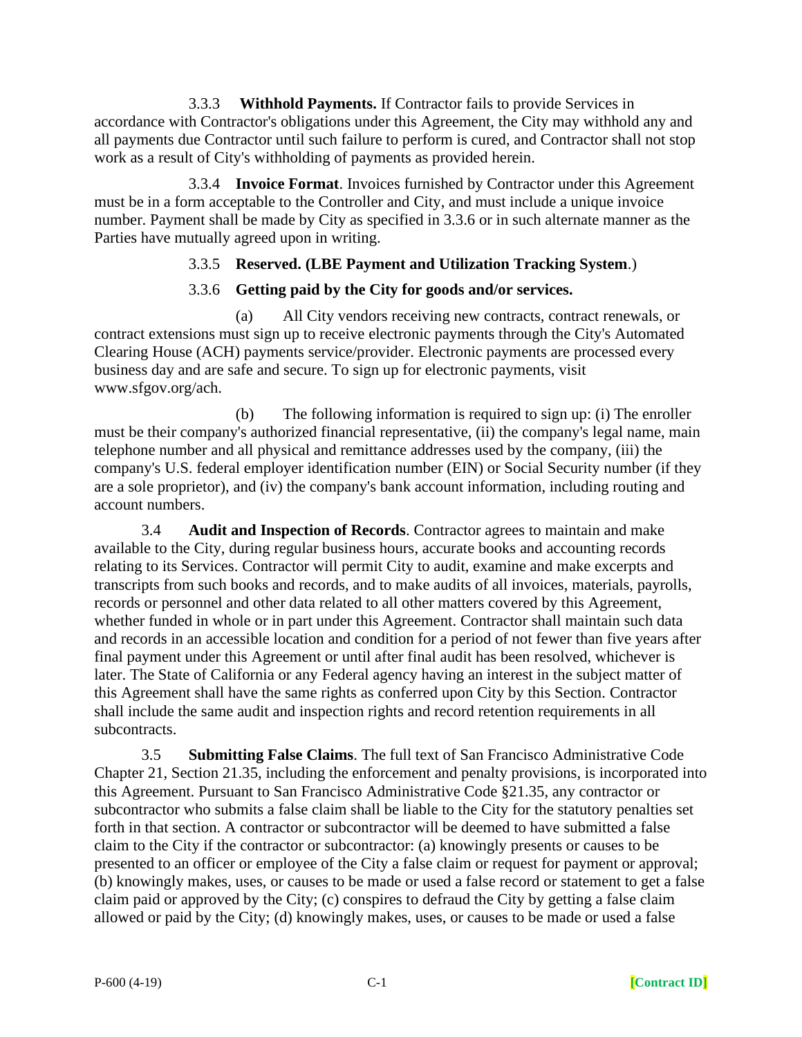3.3.3 **Withhold Payments.** If Contractor fails to provide Services in accordance with Contractor's obligations under this Agreement, the City may withhold any and all payments due Contractor until such failure to perform is cured, and Contractor shall not stop work as a result of City's withholding of payments as provided herein.

3.3.4 **Invoice Format**. Invoices furnished by Contractor under this Agreement must be in a form acceptable to the Controller and City, and must include a unique invoice number. Payment shall be made by City as specified in 3.3.6 or in such alternate manner as the Parties have mutually agreed upon in writing.

3.3.5 **Reserved. (LBE Payment and Utilization Tracking System**.)

3.3.6 **Getting paid by the City for goods and/or services.**

(a) All City vendors receiving new contracts, contract renewals, or contract extensions must sign up to receive electronic payments through the City's Automated Clearing House (ACH) payments service/provider. Electronic payments are processed every business day and are safe and secure. To sign up for electronic payments, visit www.sfgov.org/ach.

(b) The following information is required to sign up: (i) The enroller must be their company's authorized financial representative, (ii) the company's legal name, main telephone number and all physical and remittance addresses used by the company, (iii) the company's U.S. federal employer identification number (EIN) or Social Security number (if they are a sole proprietor), and (iv) the company's bank account information, including routing and account numbers.

3.4 **Audit and Inspection of Records**. Contractor agrees to maintain and make available to the City, during regular business hours, accurate books and accounting records relating to its Services. Contractor will permit City to audit, examine and make excerpts and transcripts from such books and records, and to make audits of all invoices, materials, payrolls, records or personnel and other data related to all other matters covered by this Agreement, whether funded in whole or in part under this Agreement. Contractor shall maintain such data and records in an accessible location and condition for a period of not fewer than five years after final payment under this Agreement or until after final audit has been resolved, whichever is later. The State of California or any Federal agency having an interest in the subject matter of this Agreement shall have the same rights as conferred upon City by this Section. Contractor shall include the same audit and inspection rights and record retention requirements in all subcontracts.

3.5 **Submitting False Claims**. The full text of San Francisco Administrative Code Chapter 21, Section 21.35, including the enforcement and penalty provisions, is incorporated into this Agreement. Pursuant to San Francisco Administrative Code §21.35, any contractor or subcontractor who submits a false claim shall be liable to the City for the statutory penalties set forth in that section. A contractor or subcontractor will be deemed to have submitted a false claim to the City if the contractor or subcontractor: (a) knowingly presents or causes to be presented to an officer or employee of the City a false claim or request for payment or approval; (b) knowingly makes, uses, or causes to be made or used a false record or statement to get a false claim paid or approved by the City; (c) conspires to defraud the City by getting a false claim allowed or paid by the City; (d) knowingly makes, uses, or causes to be made or used a false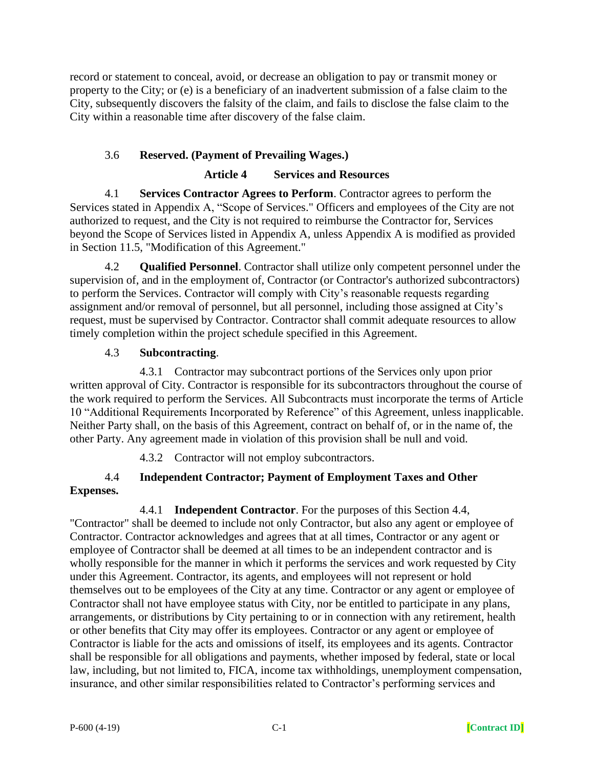record or statement to conceal, avoid, or decrease an obligation to pay or transmit money or property to the City; or (e) is a beneficiary of an inadvertent submission of a false claim to the City, subsequently discovers the falsity of the claim, and fails to disclose the false claim to the City within a reasonable time after discovery of the false claim.

3.6 **Reserved. (Payment of Prevailing Wages.)**

## Article 4 Services and Resources

4.1 **Services Contractor Agrees to Perform**. Contractor agrees to perform the Services stated in Appendix A, "Scope of Services." Officers and employees of the City are not authorized to request, and the City is not required to reimburse the Contractor for, Services beyond the Scope of Services listed in Appendix A, unless Appendix A is modified as provided in Section 11.5, "Modification of this Agreement."

4.2 **Qualified Personnel**. Contractor shall utilize only competent personnel under the supervision of, and in the employment of, Contractor (or Contractor's authorized subcontractors) to perform the Services. Contractor will comply with City's reasonable requests regarding assignment and/or removal of personnel, but all personnel, including those assigned at City's request, must be supervised by Contractor. Contractor shall commit adequate resources to allow timely completion within the project schedule specified in this Agreement.

4.3 **Subcontracting**.

4.3.1 Contractor may subcontract portions of the Services only upon prior written approval of City. Contractor is responsible for its subcontractors throughout the course of the work required to perform the Services. All Subcontracts must incorporate the terms of Article 10 "Additional Requirements Incorporated by Reference" of this Agreement, unless inapplicable. Neither Party shall, on the basis of this Agreement, contract on behalf of, or in the name of, the other Party. Any agreement made in violation of this provision shall be null and void.

4.3.2 Contractor will not employ subcontractors.

4.4 **Independent Contractor; Payment of Employment Taxes and Other Expenses.**

4.4.1 **Independent Contractor**. For the purposes of this Section 4.4, "Contractor" shall be deemed to include not only Contractor, but also any agent or employee of Contractor. Contractor acknowledges and agrees that at all times, Contractor or any agent or employee of Contractor shall be deemed at all times to be an independent contractor and is wholly responsible for the manner in which it performs the services and work requested by City under this Agreement. Contractor, its agents, and employees will not represent or hold themselves out to be employees of the City at any time. Contractor or any agent or employee of Contractor shall not have employee status with City, nor be entitled to participate in any plans, arrangements, or distributions by City pertaining to or in connection with any retirement, health or other benefits that City may offer its employees. Contractor or any agent or employee of Contractor is liable for the acts and omissions of itself, its employees and its agents. Contractor shall be responsible for all obligations and payments, whether imposed by federal, state or local law, including, but not limited to, FICA, income tax withholdings, unemployment compensation, insurance, and other similar responsibilities related to Contractor's performing services and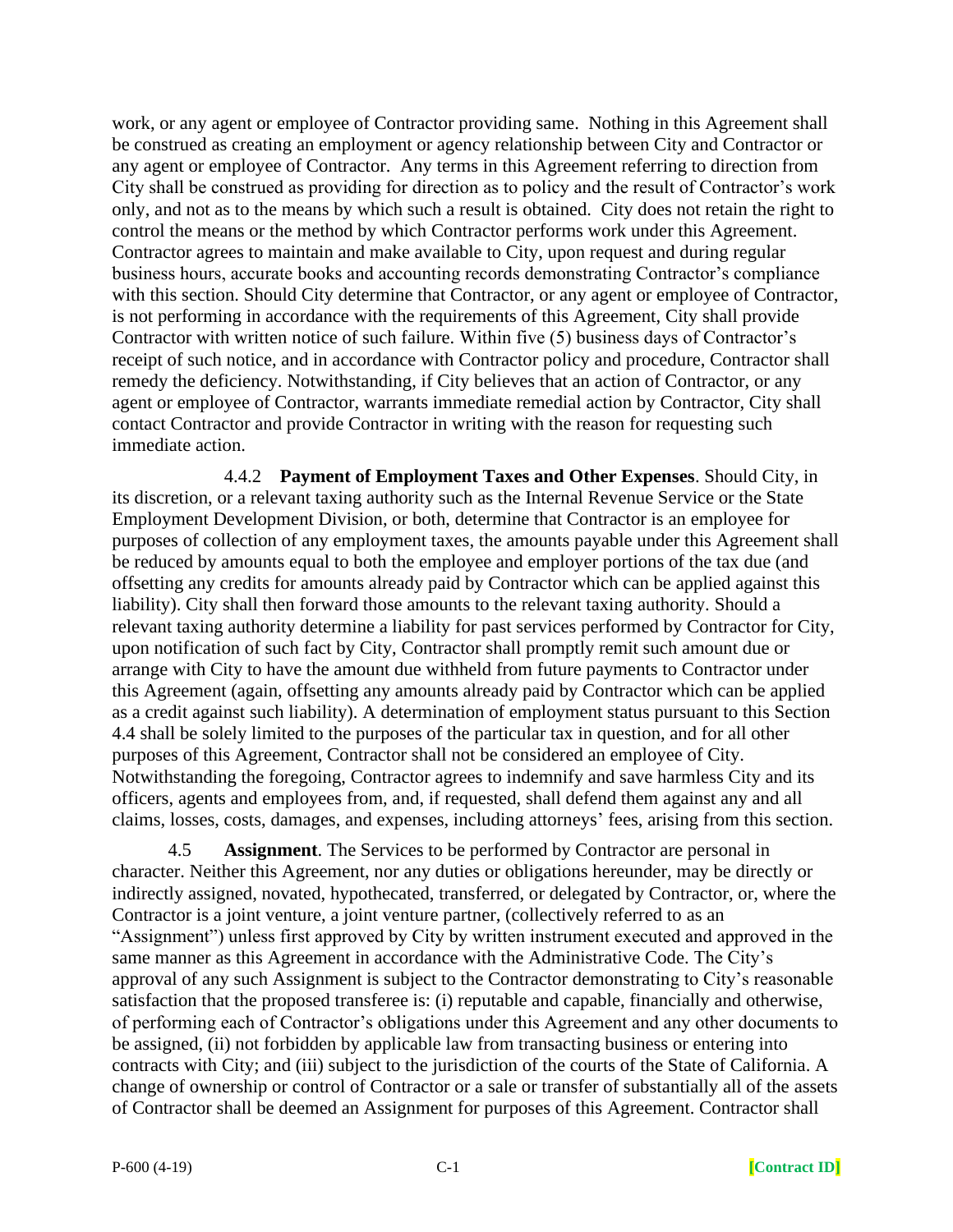work, or any agent or employee of Contractor providing same. Nothing in this Agreement shall be construed as creating an employment or agency relationship between City and Contractor or any agent or employee of Contractor. Any terms in this Agreement referring to direction from City shall be construed as providing for direction as to policy and the result of Contractor's work only, and not as to the means by which such a result is obtained. City does not retain the right to control the means or the method by which Contractor performs work under this Agreement. Contractor agrees to maintain and make available to City, upon request and during regular business hours, accurate books and accounting records demonstrating Contractor's compliance with this section. Should City determine that Contractor, or any agent or employee of Contractor, is not performing in accordance with the requirements of this Agreement, City shall provide Contractor with written notice of such failure. Within five (5) business days of Contractor's receipt of such notice, and in accordance with Contractor policy and procedure, Contractor shall remedy the deficiency. Notwithstanding, if City believes that an action of Contractor, or any agent or employee of Contractor, warrants immediate remedial action by Contractor, City shall contact Contractor and provide Contractor in writing with the reason for requesting such immediate action.

4.4.2 **Payment of Employment Taxes and Other Expenses**. Should City, in its discretion, or a relevant taxing authority such as the Internal Revenue Service or the State Employment Development Division, or both, determine that Contractor is an employee for purposes of collection of any employment taxes, the amounts payable under this Agreement shall be reduced by amounts equal to both the employee and employer portions of the tax due (and offsetting any credits for amounts already paid by Contractor which can be applied against this liability). City shall then forward those amounts to the relevant taxing authority. Should a relevant taxing authority determine a liability for past services performed by Contractor for City, upon notification of such fact by City, Contractor shall promptly remit such amount due or arrange with City to have the amount due withheld from future payments to Contractor under this Agreement (again, offsetting any amounts already paid by Contractor which can be applied as a credit against such liability). A determination of employment status pursuant to this Section 4.4 shall be solely limited to the purposes of the particular tax in question, and for all other purposes of this Agreement, Contractor shall not be considered an employee of City. Notwithstanding the foregoing, Contractor agrees to indemnify and save harmless City and its officers, agents and employees from, and, if requested, shall defend them against any and all claims, losses, costs, damages, and expenses, including attorneys' fees, arising from this section.

4.5 **Assignment**. The Services to be performed by Contractor are personal in character. Neither this Agreement, nor any duties or obligations hereunder, may be directly or indirectly assigned, novated, hypothecated, transferred, or delegated by Contractor, or, where the Contractor is a joint venture, a joint venture partner, (collectively referred to as an "Assignment") unless first approved by City by written instrument executed and approved in the same manner as this Agreement in accordance with the Administrative Code. The City's approval of any such Assignment is subject to the Contractor demonstrating to City's reasonable satisfaction that the proposed transferee is: (i) reputable and capable, financially and otherwise, of performing each of Contractor's obligations under this Agreement and any other documents to be assigned, (ii) not forbidden by applicable law from transacting business or entering into contracts with City; and (iii) subject to the jurisdiction of the courts of the State of California. A change of ownership or control of Contractor or a sale or transfer of substantially all of the assets of Contractor shall be deemed an Assignment for purposes of this Agreement. Contractor shall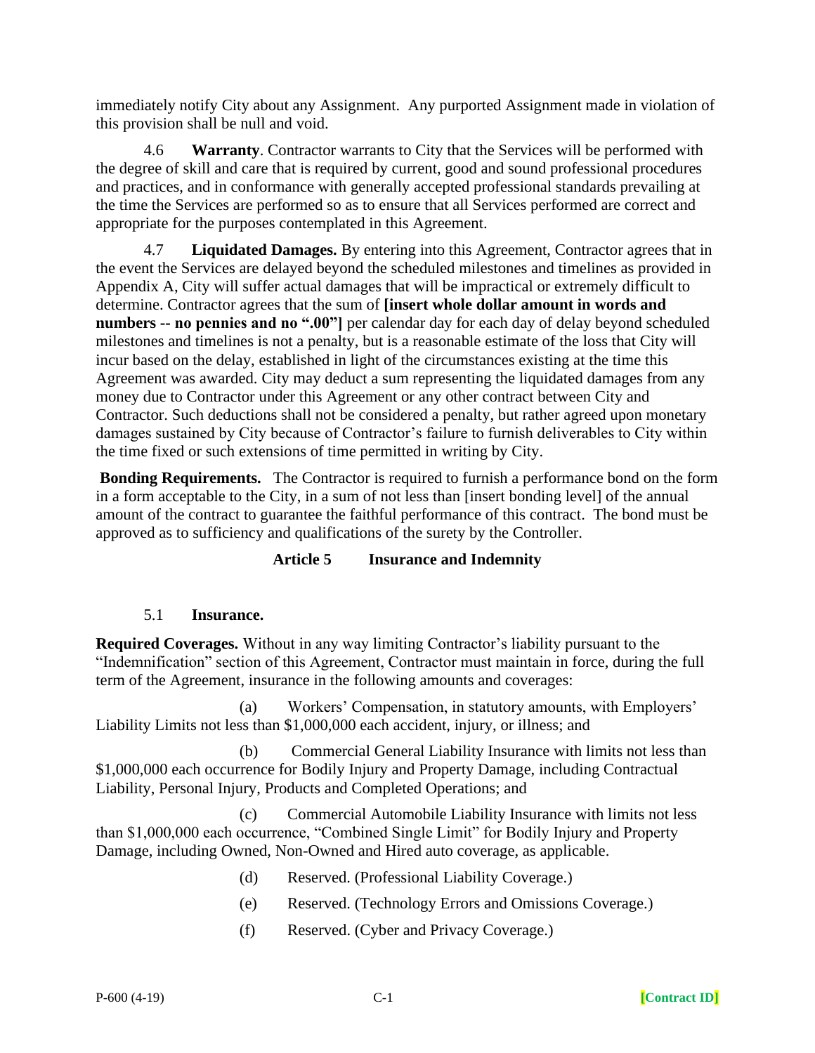immediately notify City about any Assignment. Any purported Assignment made in violation of this provision shall be null and void.

4.6 **Warranty**. Contractor warrants to City that the Services will be performed with the degree of skill and care that is required by current, good and sound professional procedures and practices, and in conformance with generally accepted professional standards prevailing at the time the Services are performed so as to ensure that all Services performed are correct and appropriate for the purposes contemplated in this Agreement.

4.7 **Liquidated Damages.** By entering into this Agreement, Contractor agrees that in the event the Services are delayed beyond the scheduled milestones and timelines as provided in Appendix A, City will suffer actual damages that will be impractical or extremely difficult to determine. Contractor agrees that the sum of **[insert whole dollar amount in words and numbers -- no pennies and no ".00"]** per calendar day for each day of delay beyond scheduled milestones and timelines is not a penalty, but is a reasonable estimate of the loss that City will incur based on the delay, established in light of the circumstances existing at the time this Agreement was awarded. City may deduct a sum representing the liquidated damages from any money due to Contractor under this Agreement or any other contract between City and Contractor. Such deductions shall not be considered a penalty, but rather agreed upon monetary damages sustained by City because of Contractor's failure to furnish deliverables to City within the time fixed or such extensions of time permitted in writing by City.

**Bonding Requirements.** The Contractor is required to furnish a performance bond on the form in a form acceptable to the City, in a sum of not less than [insert bonding level] of the annual amount of the contract to guarantee the faithful performance of this contract. The bond must be approved as to sufficiency and qualifications of the surety by the Controller.

## Article 5 Insurance and Indemnity

5.1 **Insurance.**

**Required Coverages.** Without in any way limiting Contractor's liability pursuant to the "Indemnification" section of this Agreement, Contractor must maintain in force, during the full term of the Agreement, insurance in the following amounts and coverages:

(a) Workers' Compensation, in statutory amounts, with Employers' Liability Limits not less than $1,000,000 each accident, injury, or illness; and

(b) Commercial General Liability Insurance with limits not less than $1,000,000 each occurrence for Bodily Injury and Property Damage, including Contractual Liability, Personal Injury, Products and Completed Operations; and

(c) Commercial Automobile Liability Insurance with limits not less than $1,000,000 each occurrence, "Combined Single Limit" for Bodily Injury and Property Damage, including Owned, Non-Owned and Hired auto coverage, as applicable.

(d) Reserved. (Professional Liability Coverage.)

(e) Reserved. (Technology Errors and Omissions Coverage.)

(f) Reserved. (Cyber and Privacy Coverage.)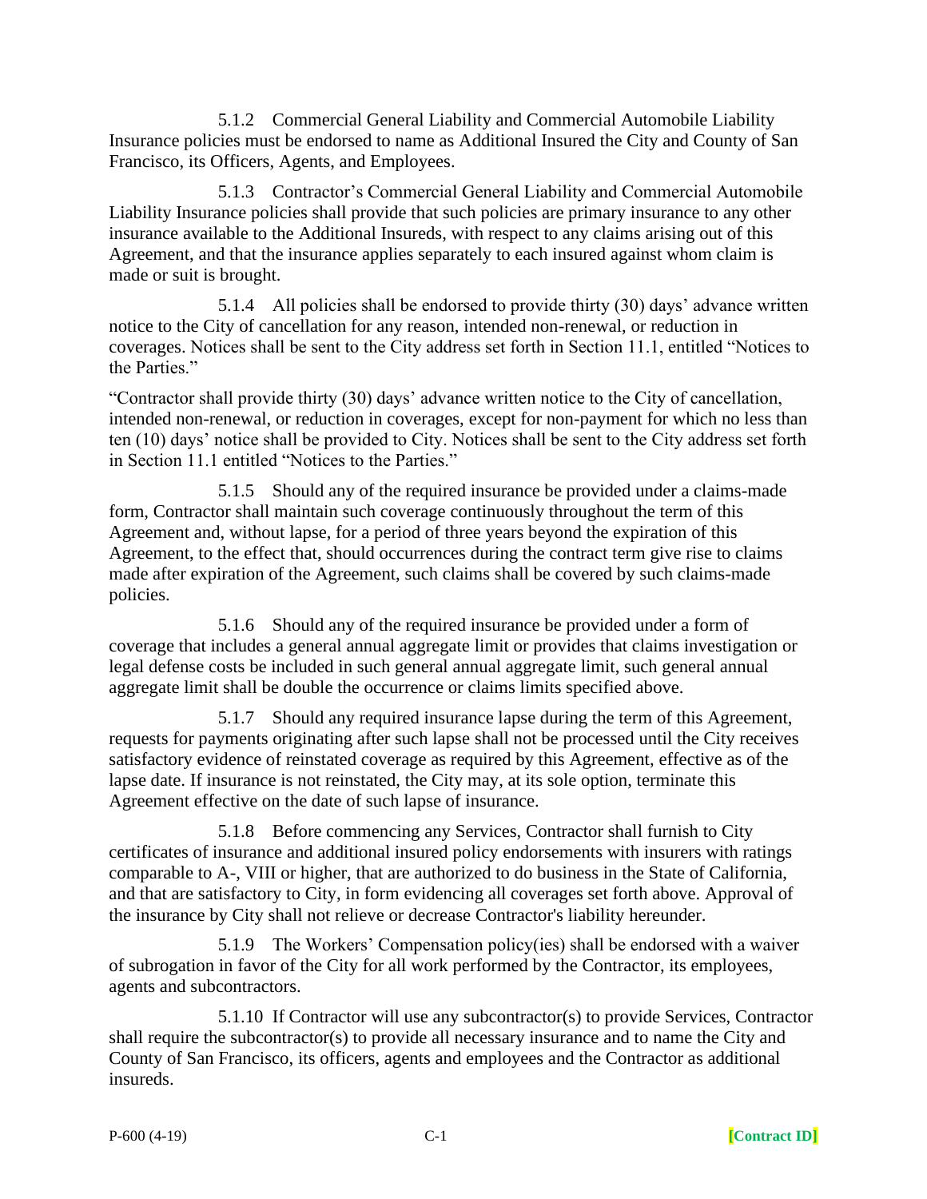5.1.2 Commercial General Liability and Commercial Automobile Liability Insurance policies must be endorsed to name as Additional Insured the City and County of San Francisco, its Officers, Agents, and Employees.

5.1.3 Contractor's Commercial General Liability and Commercial Automobile Liability Insurance policies shall provide that such policies are primary insurance to any other insurance available to the Additional Insureds, with respect to any claims arising out of this Agreement, and that the insurance applies separately to each insured against whom claim is made or suit is brought.

5.1.4 All policies shall be endorsed to provide thirty (30) days' advance written notice to the City of cancellation for any reason, intended non-renewal, or reduction in coverages. Notices shall be sent to the City address set forth in Section 11.1, entitled "Notices to the Parties."

"Contractor shall provide thirty (30) days' advance written notice to the City of cancellation, intended non-renewal, or reduction in coverages, except for non-payment for which no less than ten (10) days' notice shall be provided to City. Notices shall be sent to the City address set forth in Section 11.1 entitled "Notices to the Parties."

5.1.5 Should any of the required insurance be provided under a claims-made form, Contractor shall maintain such coverage continuously throughout the term of this Agreement and, without lapse, for a period of three years beyond the expiration of this Agreement, to the effect that, should occurrences during the contract term give rise to claims made after expiration of the Agreement, such claims shall be covered by such claims-made policies.

5.1.6 Should any of the required insurance be provided under a form of coverage that includes a general annual aggregate limit or provides that claims investigation or legal defense costs be included in such general annual aggregate limit, such general annual aggregate limit shall be double the occurrence or claims limits specified above.

5.1.7 Should any required insurance lapse during the term of this Agreement, requests for payments originating after such lapse shall not be processed until the City receives satisfactory evidence of reinstated coverage as required by this Agreement, effective as of the lapse date. If insurance is not reinstated, the City may, at its sole option, terminate this Agreement effective on the date of such lapse of insurance.

5.1.8 Before commencing any Services, Contractor shall furnish to City certificates of insurance and additional insured policy endorsements with insurers with ratings comparable to A-, VIII or higher, that are authorized to do business in the State of California, and that are satisfactory to City, in form evidencing all coverages set forth above. Approval of the insurance by City shall not relieve or decrease Contractor's liability hereunder.

5.1.9 The Workers' Compensation policy(ies) shall be endorsed with a waiver of subrogation in favor of the City for all work performed by the Contractor, its employees, agents and subcontractors.

5.1.10 If Contractor will use any subcontractor(s) to provide Services, Contractor shall require the subcontractor(s) to provide all necessary insurance and to name the City and County of San Francisco, its officers, agents and employees and the Contractor as additional insureds.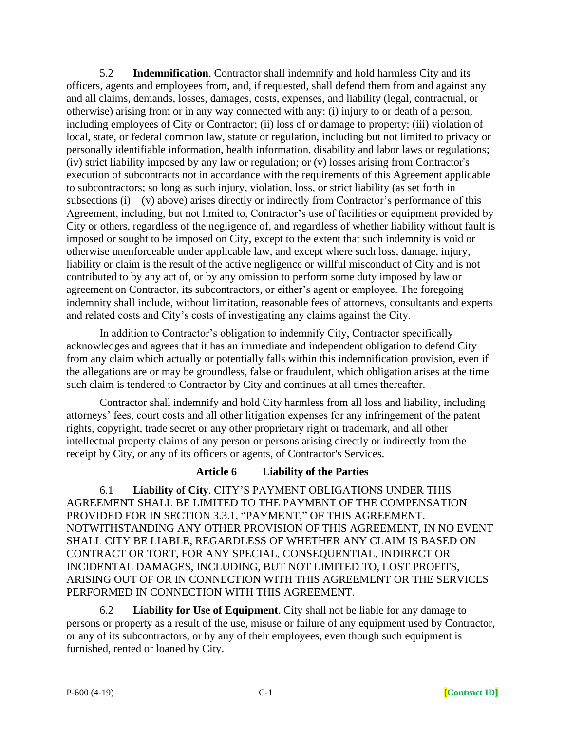5.2 **Indemnification**. Contractor shall indemnify and hold harmless City and its officers, agents and employees from, and, if requested, shall defend them from and against any and all claims, demands, losses, damages, costs, expenses, and liability (legal, contractual, or otherwise) arising from or in any way connected with any: (i) injury to or death of a person, including employees of City or Contractor; (ii) loss of or damage to property; (iii) violation of local, state, or federal common law, statute or regulation, including but not limited to privacy or personally identifiable information, health information, disability and labor laws or regulations; (iv) strict liability imposed by any law or regulation; or (v) losses arising from Contractor's execution of subcontracts not in accordance with the requirements of this Agreement applicable to subcontractors; so long as such injury, violation, loss, or strict liability (as set forth in subsections (i) – (v) above) arises directly or indirectly from Contractor's performance of this Agreement, including, but not limited to, Contractor's use of facilities or equipment provided by City or others, regardless of the negligence of, and regardless of whether liability without fault is imposed or sought to be imposed on City, except to the extent that such indemnity is void or otherwise unenforceable under applicable law, and except where such loss, damage, injury, liability or claim is the result of the active negligence or willful misconduct of City and is not contributed to by any act of, or by any omission to perform some duty imposed by law or agreement on Contractor, its subcontractors, or either's agent or employee. The foregoing indemnity shall include, without limitation, reasonable fees of attorneys, consultants and experts and related costs and City's costs of investigating any claims against the City.

In addition to Contractor's obligation to indemnify City, Contractor specifically acknowledges and agrees that it has an immediate and independent obligation to defend City from any claim which actually or potentially falls within this indemnification provision, even if the allegations are or may be groundless, false or fraudulent, which obligation arises at the time such claim is tendered to Contractor by City and continues at all times thereafter.

Contractor shall indemnify and hold City harmless from all loss and liability, including attorneys' fees, court costs and all other litigation expenses for any infringement of the patent rights, copyright, trade secret or any other proprietary right or trademark, and all other intellectual property claims of any person or persons arising directly or indirectly from the receipt by City, or any of its officers or agents, of Contractor's Services.

## Article 6 Liability of the Parties

6.1 **Liability of City**. CITY'S PAYMENT OBLIGATIONS UNDER THIS AGREEMENT SHALL BE LIMITED TO THE PAYMENT OF THE COMPENSATION PROVIDED FOR IN SECTION 3.3.1, "PAYMENT," OF THIS AGREEMENT. NOTWITHSTANDING ANY OTHER PROVISION OF THIS AGREEMENT, IN NO EVENT SHALL CITY BE LIABLE, REGARDLESS OF WHETHER ANY CLAIM IS BASED ON CONTRACT OR TORT, FOR ANY SPECIAL, CONSEQUENTIAL, INDIRECT OR INCIDENTAL DAMAGES, INCLUDING, BUT NOT LIMITED TO, LOST PROFITS, ARISING OUT OF OR IN CONNECTION WITH THIS AGREEMENT OR THE SERVICES PERFORMED IN CONNECTION WITH THIS AGREEMENT.

6.2 **Liability for Use of Equipment**. City shall not be liable for any damage to persons or property as a result of the use, misuse or failure of any equipment used by Contractor, or any of its subcontractors, or by any of their employees, even though such equipment is furnished, rented or loaned by City.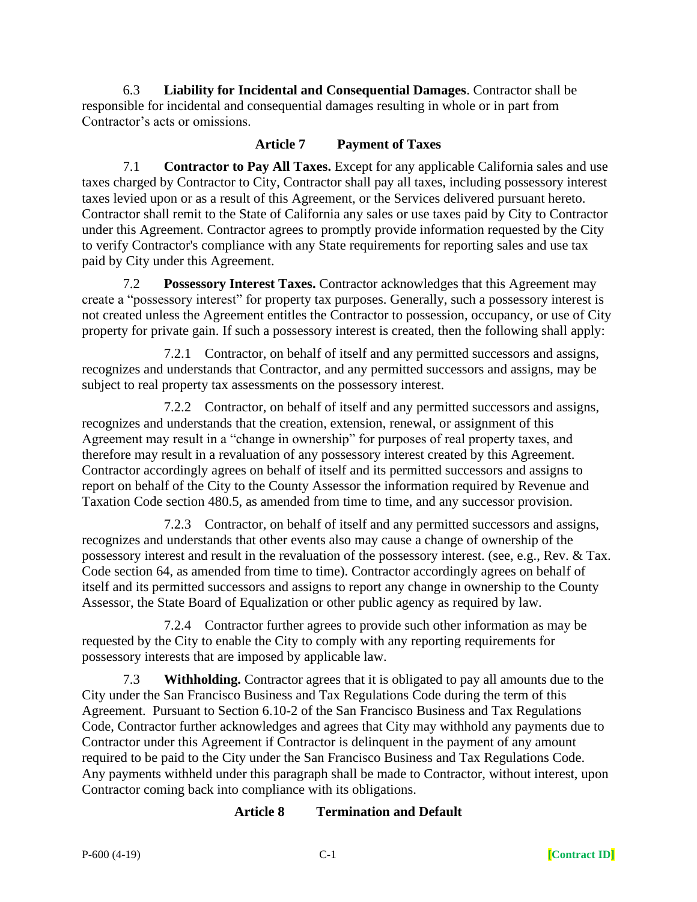6.3 **Liability for Incidental and Consequential Damages**. Contractor shall be responsible for incidental and consequential damages resulting in whole or in part from Contractor's acts or omissions.

## Article 7 Payment of Taxes

7.1 **Contractor to Pay All Taxes.** Except for any applicable California sales and use taxes charged by Contractor to City, Contractor shall pay all taxes, including possessory interest taxes levied upon or as a result of this Agreement, or the Services delivered pursuant hereto. Contractor shall remit to the State of California any sales or use taxes paid by City to Contractor under this Agreement. Contractor agrees to promptly provide information requested by the City to verify Contractor's compliance with any State requirements for reporting sales and use tax paid by City under this Agreement.

7.2 **Possessory Interest Taxes.** Contractor acknowledges that this Agreement may create a "possessory interest" for property tax purposes. Generally, such a possessory interest is not created unless the Agreement entitles the Contractor to possession, occupancy, or use of City property for private gain. If such a possessory interest is created, then the following shall apply:

7.2.1 Contractor, on behalf of itself and any permitted successors and assigns, recognizes and understands that Contractor, and any permitted successors and assigns, may be subject to real property tax assessments on the possessory interest.

7.2.2 Contractor, on behalf of itself and any permitted successors and assigns, recognizes and understands that the creation, extension, renewal, or assignment of this Agreement may result in a "change in ownership" for purposes of real property taxes, and therefore may result in a revaluation of any possessory interest created by this Agreement. Contractor accordingly agrees on behalf of itself and its permitted successors and assigns to report on behalf of the City to the County Assessor the information required by Revenue and Taxation Code section 480.5, as amended from time to time, and any successor provision.

7.2.3 Contractor, on behalf of itself and any permitted successors and assigns, recognizes and understands that other events also may cause a change of ownership of the possessory interest and result in the revaluation of the possessory interest. (see, e.g., Rev. & Tax. Code section 64, as amended from time to time). Contractor accordingly agrees on behalf of itself and its permitted successors and assigns to report any change in ownership to the County Assessor, the State Board of Equalization or other public agency as required by law.

7.2.4 Contractor further agrees to provide such other information as may be requested by the City to enable the City to comply with any reporting requirements for possessory interests that are imposed by applicable law.

7.3 **Withholding.** Contractor agrees that it is obligated to pay all amounts due to the City under the San Francisco Business and Tax Regulations Code during the term of this Agreement. Pursuant to Section 6.10-2 of the San Francisco Business and Tax Regulations Code, Contractor further acknowledges and agrees that City may withhold any payments due to Contractor under this Agreement if Contractor is delinquent in the payment of any amount required to be paid to the City under the San Francisco Business and Tax Regulations Code. Any payments withheld under this paragraph shall be made to Contractor, without interest, upon Contractor coming back into compliance with its obligations.

## Article 8 Termination and Default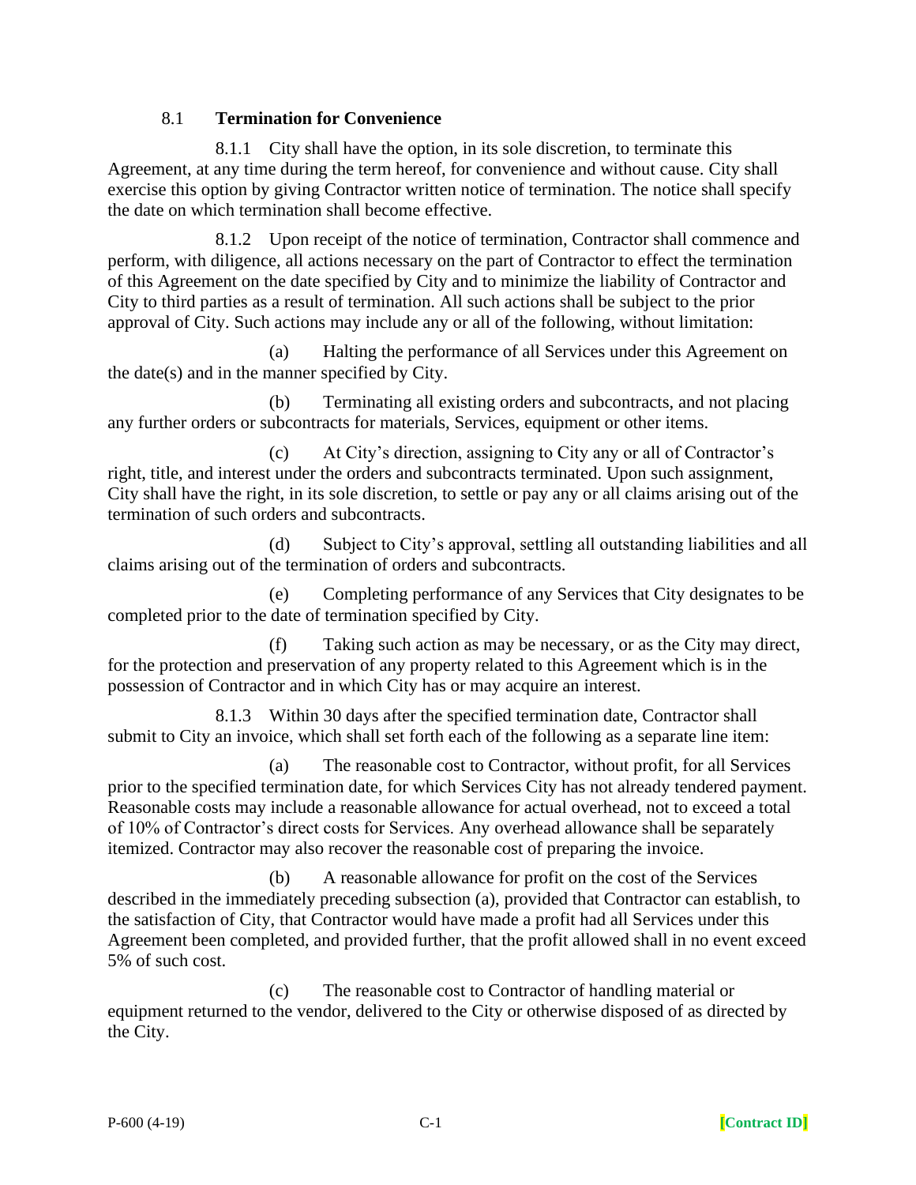## 8.1 **Termination for Convenience**

8.1.1 City shall have the option, in its sole discretion, to terminate this Agreement, at any time during the term hereof, for convenience and without cause. City shall exercise this option by giving Contractor written notice of termination. The notice shall specify the date on which termination shall become effective.

8.1.2 Upon receipt of the notice of termination, Contractor shall commence and perform, with diligence, all actions necessary on the part of Contractor to effect the termination of this Agreement on the date specified by City and to minimize the liability of Contractor and City to third parties as a result of termination. All such actions shall be subject to the prior approval of City. Such actions may include any or all of the following, without limitation:

(a) Halting the performance of all Services under this Agreement on the date(s) and in the manner specified by City.

(b) Terminating all existing orders and subcontracts, and not placing any further orders or subcontracts for materials, Services, equipment or other items.

(c) At City's direction, assigning to City any or all of Contractor's right, title, and interest under the orders and subcontracts terminated. Upon such assignment, City shall have the right, in its sole discretion, to settle or pay any or all claims arising out of the termination of such orders and subcontracts.

(d) Subject to City's approval, settling all outstanding liabilities and all claims arising out of the termination of orders and subcontracts.

(e) Completing performance of any Services that City designates to be completed prior to the date of termination specified by City.

(f) Taking such action as may be necessary, or as the City may direct, for the protection and preservation of any property related to this Agreement which is in the possession of Contractor and in which City has or may acquire an interest.

8.1.3 Within 30 days after the specified termination date, Contractor shall submit to City an invoice, which shall set forth each of the following as a separate line item:

(a) The reasonable cost to Contractor, without profit, for all Services prior to the specified termination date, for which Services City has not already tendered payment. Reasonable costs may include a reasonable allowance for actual overhead, not to exceed a total of 10% of Contractor's direct costs for Services. Any overhead allowance shall be separately itemized. Contractor may also recover the reasonable cost of preparing the invoice.

(b) A reasonable allowance for profit on the cost of the Services described in the immediately preceding subsection (a), provided that Contractor can establish, to the satisfaction of City, that Contractor would have made a profit had all Services under this Agreement been completed, and provided further, that the profit allowed shall in no event exceed 5% of such cost.

(c) The reasonable cost to Contractor of handling material or equipment returned to the vendor, delivered to the City or otherwise disposed of as directed by the City.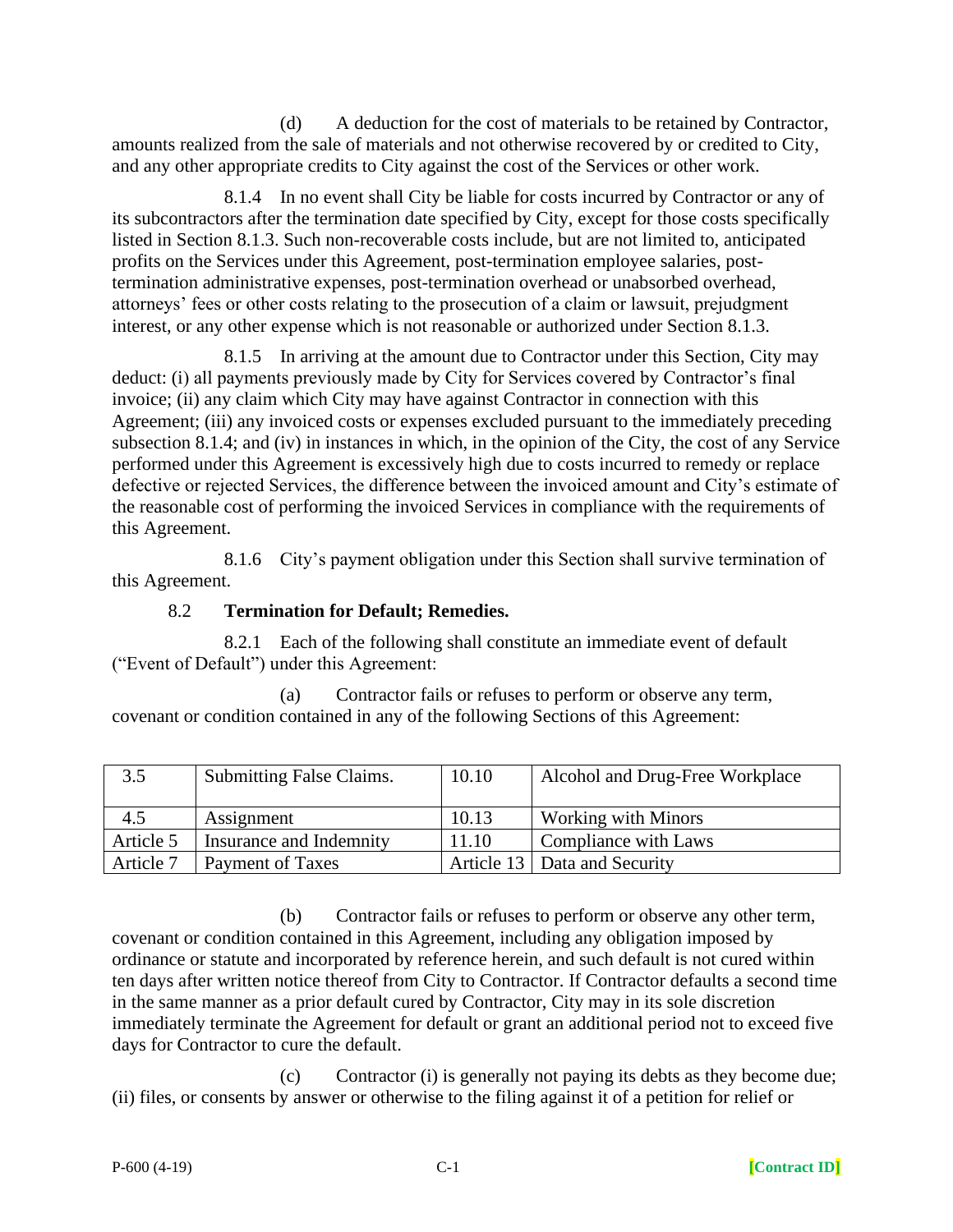(d) A deduction for the cost of materials to be retained by Contractor, amounts realized from the sale of materials and not otherwise recovered by or credited to City, and any other appropriate credits to City against the cost of the Services or other work.

8.1.4 In no event shall City be liable for costs incurred by Contractor or any of its subcontractors after the termination date specified by City, except for those costs specifically listed in Section 8.1.3. Such non-recoverable costs include, but are not limited to, anticipated profits on the Services under this Agreement, post-termination employee salaries, post-termination administrative expenses, post-termination overhead or unabsorbed overhead, attorneys' fees or other costs relating to the prosecution of a claim or lawsuit, prejudgment interest, or any other expense which is not reasonable or authorized under Section 8.1.3.

8.1.5 In arriving at the amount due to Contractor under this Section, City may deduct: (i) all payments previously made by City for Services covered by Contractor's final invoice; (ii) any claim which City may have against Contractor in connection with this Agreement; (iii) any invoiced costs or expenses excluded pursuant to the immediately preceding subsection 8.1.4; and (iv) in instances in which, in the opinion of the City, the cost of any Service performed under this Agreement is excessively high due to costs incurred to remedy or replace defective or rejected Services, the difference between the invoiced amount and City's estimate of the reasonable cost of performing the invoiced Services in compliance with the requirements of this Agreement.

8.1.6 City's payment obligation under this Section shall survive termination of this Agreement.

8.2 **Termination for Default; Remedies.**

8.2.1 Each of the following shall constitute an immediate event of default ("Event of Default") under this Agreement:

(a) Contractor fails or refuses to perform or observe any term, covenant or condition contained in any of the following Sections of this Agreement:

| 3.5 | Submitting False Claims. | 10.10 | Alcohol and Drug-Free Workplace |
|---|---|---|---|
| 4.5 | Assignment | 10.13 | Working with Minors |
| Article 5 | Insurance and Indemnity | 11.10 | Compliance with Laws |
| Article 7 | Payment of Taxes | Article 13 | Data and Security |

(b) Contractor fails or refuses to perform or observe any other term, covenant or condition contained in this Agreement, including any obligation imposed by ordinance or statute and incorporated by reference herein, and such default is not cured within ten days after written notice thereof from City to Contractor. If Contractor defaults a second time in the same manner as a prior default cured by Contractor, City may in its sole discretion immediately terminate the Agreement for default or grant an additional period not to exceed five days for Contractor to cure the default.

(c) Contractor (i) is generally not paying its debts as they become due; (ii) files, or consents by answer or otherwise to the filing against it of a petition for relief or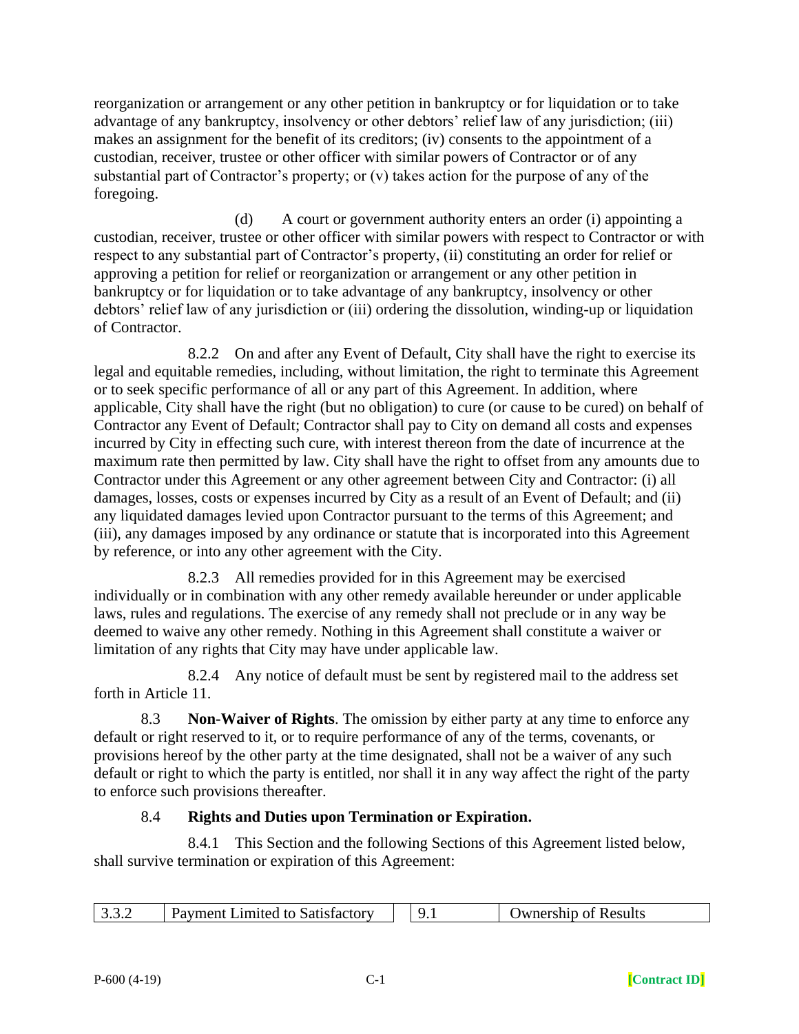reorganization or arrangement or any other petition in bankruptcy or for liquidation or to take advantage of any bankruptcy, insolvency or other debtors' relief law of any jurisdiction; (iii) makes an assignment for the benefit of its creditors; (iv) consents to the appointment of a custodian, receiver, trustee or other officer with similar powers of Contractor or of any substantial part of Contractor's property; or (v) takes action for the purpose of any of the foregoing.

(d) A court or government authority enters an order (i) appointing a custodian, receiver, trustee or other officer with similar powers with respect to Contractor or with respect to any substantial part of Contractor's property, (ii) constituting an order for relief or approving a petition for relief or reorganization or arrangement or any other petition in bankruptcy or for liquidation or to take advantage of any bankruptcy, insolvency or other debtors' relief law of any jurisdiction or (iii) ordering the dissolution, winding-up or liquidation of Contractor.

8.2.2 On and after any Event of Default, City shall have the right to exercise its legal and equitable remedies, including, without limitation, the right to terminate this Agreement or to seek specific performance of all or any part of this Agreement. In addition, where applicable, City shall have the right (but no obligation) to cure (or cause to be cured) on behalf of Contractor any Event of Default; Contractor shall pay to City on demand all costs and expenses incurred by City in effecting such cure, with interest thereon from the date of incurrence at the maximum rate then permitted by law. City shall have the right to offset from any amounts due to Contractor under this Agreement or any other agreement between City and Contractor: (i) all damages, losses, costs or expenses incurred by City as a result of an Event of Default; and (ii) any liquidated damages levied upon Contractor pursuant to the terms of this Agreement; and (iii), any damages imposed by any ordinance or statute that is incorporated into this Agreement by reference, or into any other agreement with the City.

8.2.3 All remedies provided for in this Agreement may be exercised individually or in combination with any other remedy available hereunder or under applicable laws, rules and regulations. The exercise of any remedy shall not preclude or in any way be deemed to waive any other remedy. Nothing in this Agreement shall constitute a waiver or limitation of any rights that City may have under applicable law.

8.2.4 Any notice of default must be sent by registered mail to the address set forth in Article 11.

8.3 **Non-Waiver of Rights**. The omission by either party at any time to enforce any default or right reserved to it, or to require performance of any of the terms, covenants, or provisions hereof by the other party at the time designated, shall not be a waiver of any such default or right to which the party is entitled, nor shall it in any way affect the right of the party to enforce such provisions thereafter.

8.4 **Rights and Duties upon Termination or Expiration.**

8.4.1 This Section and the following Sections of this Agreement listed below, shall survive termination or expiration of this Agreement:

| 3.3.2 | Payment Limited to Satisfactory | 9.1 | Ownership of Results |
|---|---|---|---|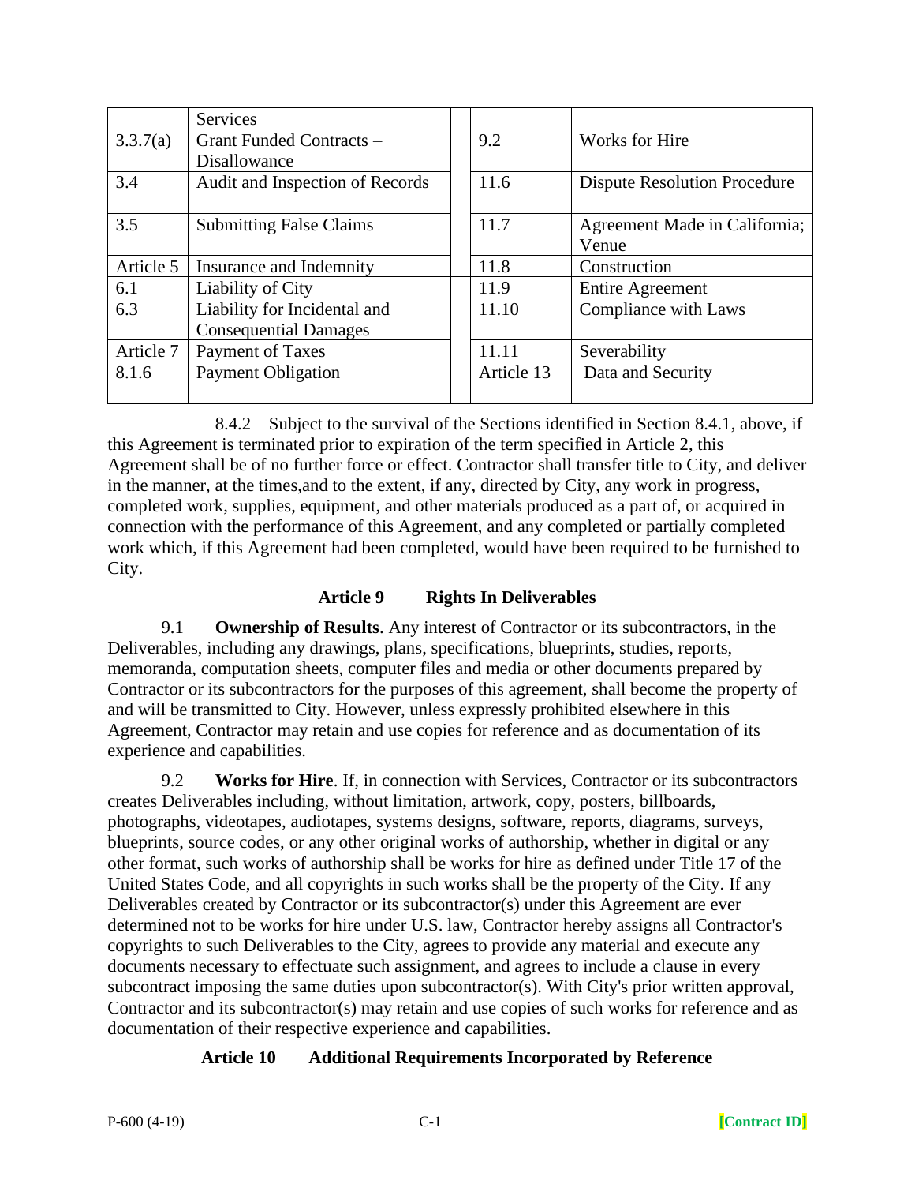| | Services | | | |
|---|---|---|---|---|
| 3.3.7(a) | Grant Funded Contracts – Disallowance | | 9.2 | Works for Hire |
| 3.4 | Audit and Inspection of Records | | 11.6 | Dispute Resolution Procedure |
| 3.5 | Submitting False Claims | | 11.7 | Agreement Made in California; Venue |
| Article 5 | Insurance and Indemnity | | 11.8 | Construction |
| 6.1 | Liability of City | | 11.9 | Entire Agreement |
| 6.3 | Liability for Incidental and Consequential Damages | | 11.10 | Compliance with Laws |
| Article 7 | Payment of Taxes | | 11.11 | Severability |
| 8.1.6 | Payment Obligation | | Article 13 | Data and Security |

8.4.2 Subject to the survival of the Sections identified in Section 8.4.1, above, if this Agreement is terminated prior to expiration of the term specified in Article 2, this Agreement shall be of no further force or effect. Contractor shall transfer title to City, and deliver in the manner, at the times,and to the extent, if any, directed by City, any work in progress, completed work, supplies, equipment, and other materials produced as a part of, or acquired in connection with the performance of this Agreement, and any completed or partially completed work which, if this Agreement had been completed, would have been required to be furnished to City.

## Article 9 Rights In Deliverables

9.1 **Ownership of Results**. Any interest of Contractor or its subcontractors, in the Deliverables, including any drawings, plans, specifications, blueprints, studies, reports, memoranda, computation sheets, computer files and media or other documents prepared by Contractor or its subcontractors for the purposes of this agreement, shall become the property of and will be transmitted to City. However, unless expressly prohibited elsewhere in this Agreement, Contractor may retain and use copies for reference and as documentation of its experience and capabilities.

9.2 **Works for Hire**. If, in connection with Services, Contractor or its subcontractors creates Deliverables including, without limitation, artwork, copy, posters, billboards, photographs, videotapes, audiotapes, systems designs, software, reports, diagrams, surveys, blueprints, source codes, or any other original works of authorship, whether in digital or any other format, such works of authorship shall be works for hire as defined under Title 17 of the United States Code, and all copyrights in such works shall be the property of the City. If any Deliverables created by Contractor or its subcontractor(s) under this Agreement are ever determined not to be works for hire under U.S. law, Contractor hereby assigns all Contractor's copyrights to such Deliverables to the City, agrees to provide any material and execute any documents necessary to effectuate such assignment, and agrees to include a clause in every subcontract imposing the same duties upon subcontractor(s). With City's prior written approval, Contractor and its subcontractor(s) may retain and use copies of such works for reference and as documentation of their respective experience and capabilities.

## Article 10 Additional Requirements Incorporated by Reference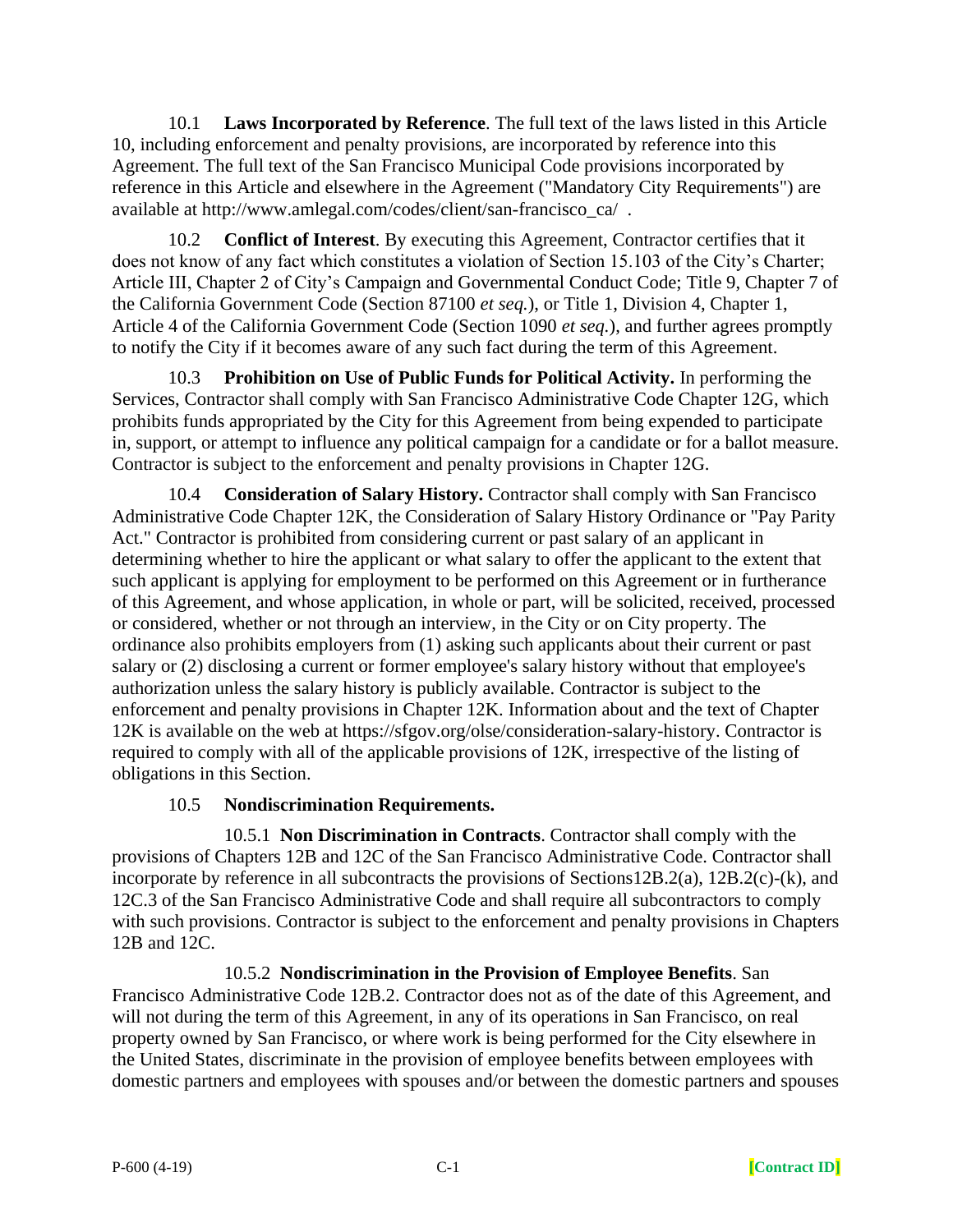10.1 **Laws Incorporated by Reference**. The full text of the laws listed in this Article 10, including enforcement and penalty provisions, are incorporated by reference into this Agreement. The full text of the San Francisco Municipal Code provisions incorporated by reference in this Article and elsewhere in the Agreement ("Mandatory City Requirements") are available at http://www.amlegal.com/codes/client/san-francisco_ca/ .

10.2 **Conflict of Interest**. By executing this Agreement, Contractor certifies that it does not know of any fact which constitutes a violation of Section 15.103 of the City's Charter; Article III, Chapter 2 of City's Campaign and Governmental Conduct Code; Title 9, Chapter 7 of the California Government Code (Section 87100 *et seq.*), or Title 1, Division 4, Chapter 1, Article 4 of the California Government Code (Section 1090 *et seq.*), and further agrees promptly to notify the City if it becomes aware of any such fact during the term of this Agreement.

10.3 **Prohibition on Use of Public Funds for Political Activity.** In performing the Services, Contractor shall comply with San Francisco Administrative Code Chapter 12G, which prohibits funds appropriated by the City for this Agreement from being expended to participate in, support, or attempt to influence any political campaign for a candidate or for a ballot measure. Contractor is subject to the enforcement and penalty provisions in Chapter 12G.

10.4 **Consideration of Salary History.** Contractor shall comply with San Francisco Administrative Code Chapter 12K, the Consideration of Salary History Ordinance or "Pay Parity Act." Contractor is prohibited from considering current or past salary of an applicant in determining whether to hire the applicant or what salary to offer the applicant to the extent that such applicant is applying for employment to be performed on this Agreement or in furtherance of this Agreement, and whose application, in whole or part, will be solicited, received, processed or considered, whether or not through an interview, in the City or on City property. The ordinance also prohibits employers from (1) asking such applicants about their current or past salary or (2) disclosing a current or former employee's salary history without that employee's authorization unless the salary history is publicly available. Contractor is subject to the enforcement and penalty provisions in Chapter 12K. Information about and the text of Chapter 12K is available on the web at https://sfgov.org/olse/consideration-salary-history. Contractor is required to comply with all of the applicable provisions of 12K, irrespective of the listing of obligations in this Section.

10.5 **Nondiscrimination Requirements.**

10.5.1 **Non Discrimination in Contracts**. Contractor shall comply with the provisions of Chapters 12B and 12C of the San Francisco Administrative Code. Contractor shall incorporate by reference in all subcontracts the provisions of Sections12B.2(a), 12B.2(c)-(k), and 12C.3 of the San Francisco Administrative Code and shall require all subcontractors to comply with such provisions. Contractor is subject to the enforcement and penalty provisions in Chapters 12B and 12C.

10.5.2 **Nondiscrimination in the Provision of Employee Benefits**. San Francisco Administrative Code 12B.2. Contractor does not as of the date of this Agreement, and will not during the term of this Agreement, in any of its operations in San Francisco, on real property owned by San Francisco, or where work is being performed for the City elsewhere in the United States, discriminate in the provision of employee benefits between employees with domestic partners and employees with spouses and/or between the domestic partners and spouses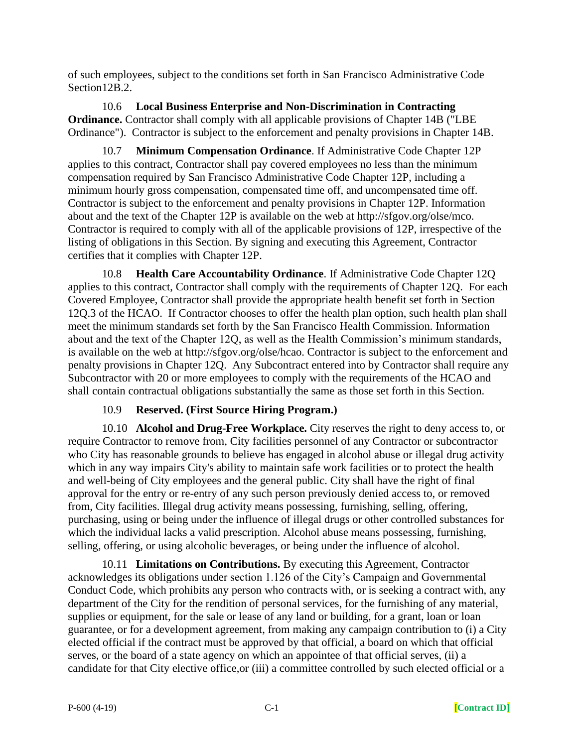of such employees, subject to the conditions set forth in San Francisco Administrative Code Section12B.2.

10.6 **Local Business Enterprise and Non-Discrimination in Contracting Ordinance.** Contractor shall comply with all applicable provisions of Chapter 14B ("LBE Ordinance"). Contractor is subject to the enforcement and penalty provisions in Chapter 14B.

10.7 **Minimum Compensation Ordinance**. If Administrative Code Chapter 12P applies to this contract, Contractor shall pay covered employees no less than the minimum compensation required by San Francisco Administrative Code Chapter 12P, including a minimum hourly gross compensation, compensated time off, and uncompensated time off. Contractor is subject to the enforcement and penalty provisions in Chapter 12P. Information about and the text of the Chapter 12P is available on the web at http://sfgov.org/olse/mco. Contractor is required to comply with all of the applicable provisions of 12P, irrespective of the listing of obligations in this Section. By signing and executing this Agreement, Contractor certifies that it complies with Chapter 12P.

10.8 **Health Care Accountability Ordinance**. If Administrative Code Chapter 12Q applies to this contract, Contractor shall comply with the requirements of Chapter 12Q. For each Covered Employee, Contractor shall provide the appropriate health benefit set forth in Section 12Q.3 of the HCAO. If Contractor chooses to offer the health plan option, such health plan shall meet the minimum standards set forth by the San Francisco Health Commission. Information about and the text of the Chapter 12Q, as well as the Health Commission's minimum standards, is available on the web at http://sfgov.org/olse/hcao. Contractor is subject to the enforcement and penalty provisions in Chapter 12Q. Any Subcontract entered into by Contractor shall require any Subcontractor with 20 or more employees to comply with the requirements of the HCAO and shall contain contractual obligations substantially the same as those set forth in this Section.

10.9 **Reserved. (First Source Hiring Program.)**

10.10 **Alcohol and Drug-Free Workplace.** City reserves the right to deny access to, or require Contractor to remove from, City facilities personnel of any Contractor or subcontractor who City has reasonable grounds to believe has engaged in alcohol abuse or illegal drug activity which in any way impairs City's ability to maintain safe work facilities or to protect the health and well-being of City employees and the general public. City shall have the right of final approval for the entry or re-entry of any such person previously denied access to, or removed from, City facilities. Illegal drug activity means possessing, furnishing, selling, offering, purchasing, using or being under the influence of illegal drugs or other controlled substances for which the individual lacks a valid prescription. Alcohol abuse means possessing, furnishing, selling, offering, or using alcoholic beverages, or being under the influence of alcohol.

10.11 **Limitations on Contributions.** By executing this Agreement, Contractor acknowledges its obligations under section 1.126 of the City's Campaign and Governmental Conduct Code, which prohibits any person who contracts with, or is seeking a contract with, any department of the City for the rendition of personal services, for the furnishing of any material, supplies or equipment, for the sale or lease of any land or building, for a grant, loan or loan guarantee, or for a development agreement, from making any campaign contribution to (i) a City elected official if the contract must be approved by that official, a board on which that official serves, or the board of a state agency on which an appointee of that official serves, (ii) a candidate for that City elective office,or (iii) a committee controlled by such elected official or a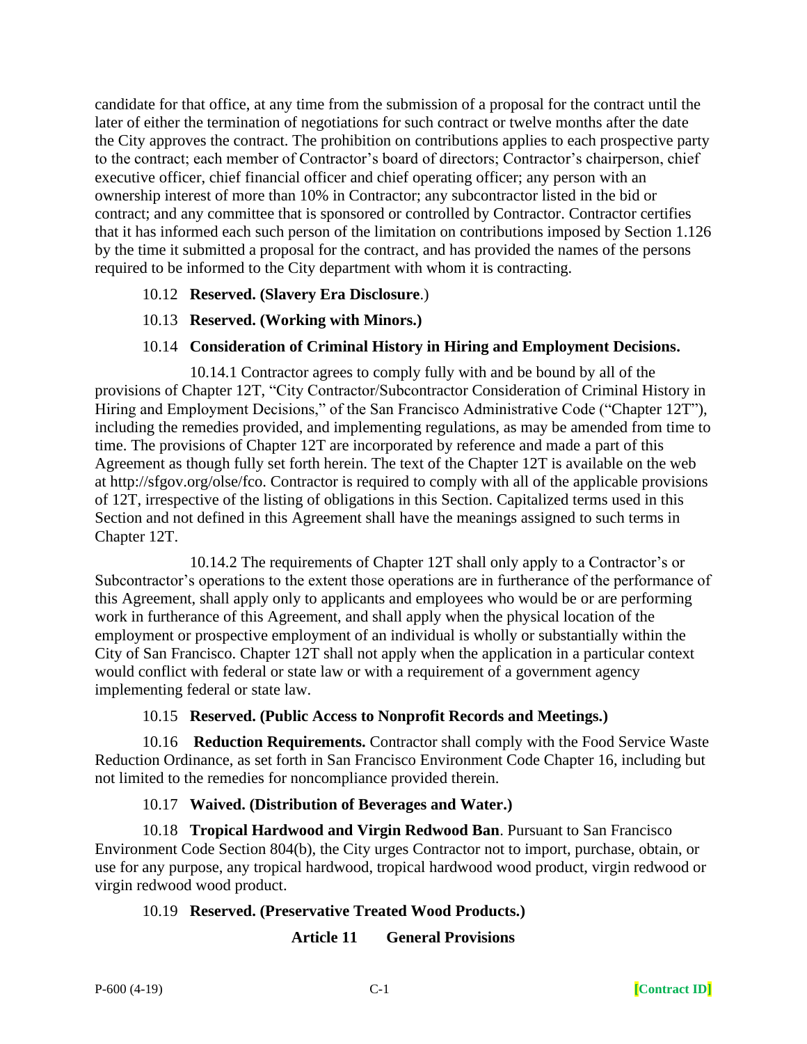candidate for that office, at any time from the submission of a proposal for the contract until the later of either the termination of negotiations for such contract or twelve months after the date the City approves the contract. The prohibition on contributions applies to each prospective party to the contract; each member of Contractor's board of directors; Contractor's chairperson, chief executive officer, chief financial officer and chief operating officer; any person with an ownership interest of more than 10% in Contractor; any subcontractor listed in the bid or contract; and any committee that is sponsored or controlled by Contractor. Contractor certifies that it has informed each such person of the limitation on contributions imposed by Section 1.126 by the time it submitted a proposal for the contract, and has provided the names of the persons required to be informed to the City department with whom it is contracting.

10.12 **Reserved. (Slavery Era Disclosure**.)

10.13 **Reserved. (Working with Minors.)**

10.14 **Consideration of Criminal History in Hiring and Employment Decisions.**

10.14.1 Contractor agrees to comply fully with and be bound by all of the provisions of Chapter 12T, "City Contractor/Subcontractor Consideration of Criminal History in Hiring and Employment Decisions," of the San Francisco Administrative Code ("Chapter 12T"), including the remedies provided, and implementing regulations, as may be amended from time to time. The provisions of Chapter 12T are incorporated by reference and made a part of this Agreement as though fully set forth herein. The text of the Chapter 12T is available on the web at http://sfgov.org/olse/fco. Contractor is required to comply with all of the applicable provisions of 12T, irrespective of the listing of obligations in this Section. Capitalized terms used in this Section and not defined in this Agreement shall have the meanings assigned to such terms in Chapter 12T.

10.14.2 The requirements of Chapter 12T shall only apply to a Contractor's or Subcontractor's operations to the extent those operations are in furtherance of the performance of this Agreement, shall apply only to applicants and employees who would be or are performing work in furtherance of this Agreement, and shall apply when the physical location of the employment or prospective employment of an individual is wholly or substantially within the City of San Francisco. Chapter 12T shall not apply when the application in a particular context would conflict with federal or state law or with a requirement of a government agency implementing federal or state law.

10.15 **Reserved. (Public Access to Nonprofit Records and Meetings.)**

10.16 **Reduction Requirements.** Contractor shall comply with the Food Service Waste Reduction Ordinance, as set forth in San Francisco Environment Code Chapter 16, including but not limited to the remedies for noncompliance provided therein.

10.17 **Waived. (Distribution of Beverages and Water.)**

10.18 **Tropical Hardwood and Virgin Redwood Ban**. Pursuant to San Francisco Environment Code Section 804(b), the City urges Contractor not to import, purchase, obtain, or use for any purpose, any tropical hardwood, tropical hardwood wood product, virgin redwood or virgin redwood wood product.

10.19 **Reserved. (Preservative Treated Wood Products.)**

## Article 11 General Provisions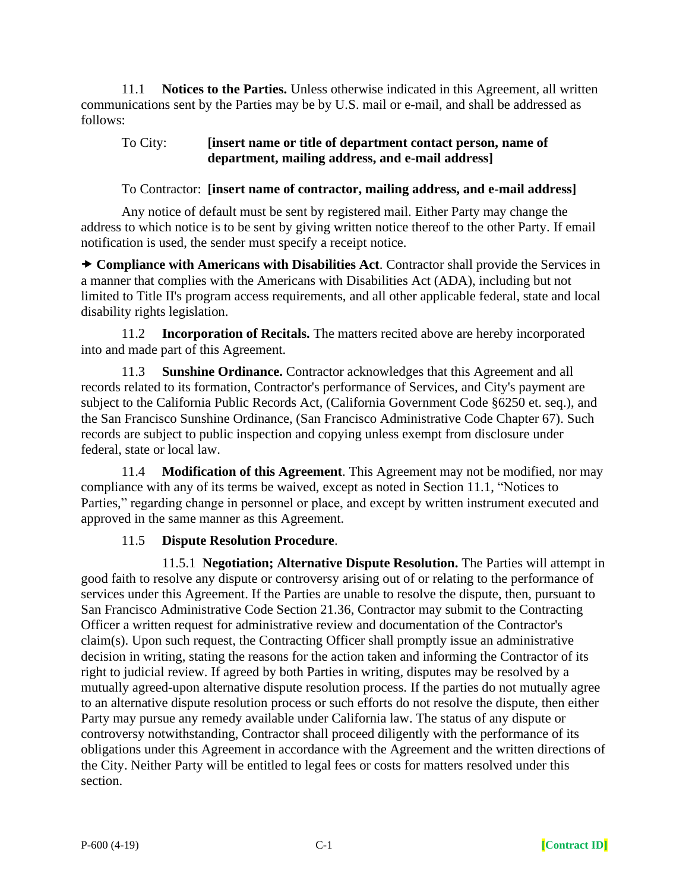11.1 **Notices to the Parties.** Unless otherwise indicated in this Agreement, all written communications sent by the Parties may be by U.S. mail or e-mail, and shall be addressed as follows:

To City: **[insert name or title of department contact person, name of department, mailing address, and e-mail address]**

To Contractor: **[insert name of contractor, mailing address, and e-mail address]**

Any notice of default must be sent by registered mail. Either Party may change the address to which notice is to be sent by giving written notice thereof to the other Party. If email notification is used, the sender must specify a receipt notice.

➔ **Compliance with Americans with Disabilities Act**. Contractor shall provide the Services in a manner that complies with the Americans with Disabilities Act (ADA), including but not limited to Title II's program access requirements, and all other applicable federal, state and local disability rights legislation.

11.2 **Incorporation of Recitals.** The matters recited above are hereby incorporated into and made part of this Agreement.

11.3 **Sunshine Ordinance.** Contractor acknowledges that this Agreement and all records related to its formation, Contractor's performance of Services, and City's payment are subject to the California Public Records Act, (California Government Code §6250 et. seq.), and the San Francisco Sunshine Ordinance, (San Francisco Administrative Code Chapter 67). Such records are subject to public inspection and copying unless exempt from disclosure under federal, state or local law.

11.4 **Modification of this Agreement**. This Agreement may not be modified, nor may compliance with any of its terms be waived, except as noted in Section 11.1, "Notices to Parties," regarding change in personnel or place, and except by written instrument executed and approved in the same manner as this Agreement.

11.5 **Dispute Resolution Procedure**.

11.5.1 **Negotiation; Alternative Dispute Resolution.** The Parties will attempt in good faith to resolve any dispute or controversy arising out of or relating to the performance of services under this Agreement. If the Parties are unable to resolve the dispute, then, pursuant to San Francisco Administrative Code Section 21.36, Contractor may submit to the Contracting Officer a written request for administrative review and documentation of the Contractor's claim(s). Upon such request, the Contracting Officer shall promptly issue an administrative decision in writing, stating the reasons for the action taken and informing the Contractor of its right to judicial review. If agreed by both Parties in writing, disputes may be resolved by a mutually agreed-upon alternative dispute resolution process. If the parties do not mutually agree to an alternative dispute resolution process or such efforts do not resolve the dispute, then either Party may pursue any remedy available under California law. The status of any dispute or controversy notwithstanding, Contractor shall proceed diligently with the performance of its obligations under this Agreement in accordance with the Agreement and the written directions of the City. Neither Party will be entitled to legal fees or costs for matters resolved under this section.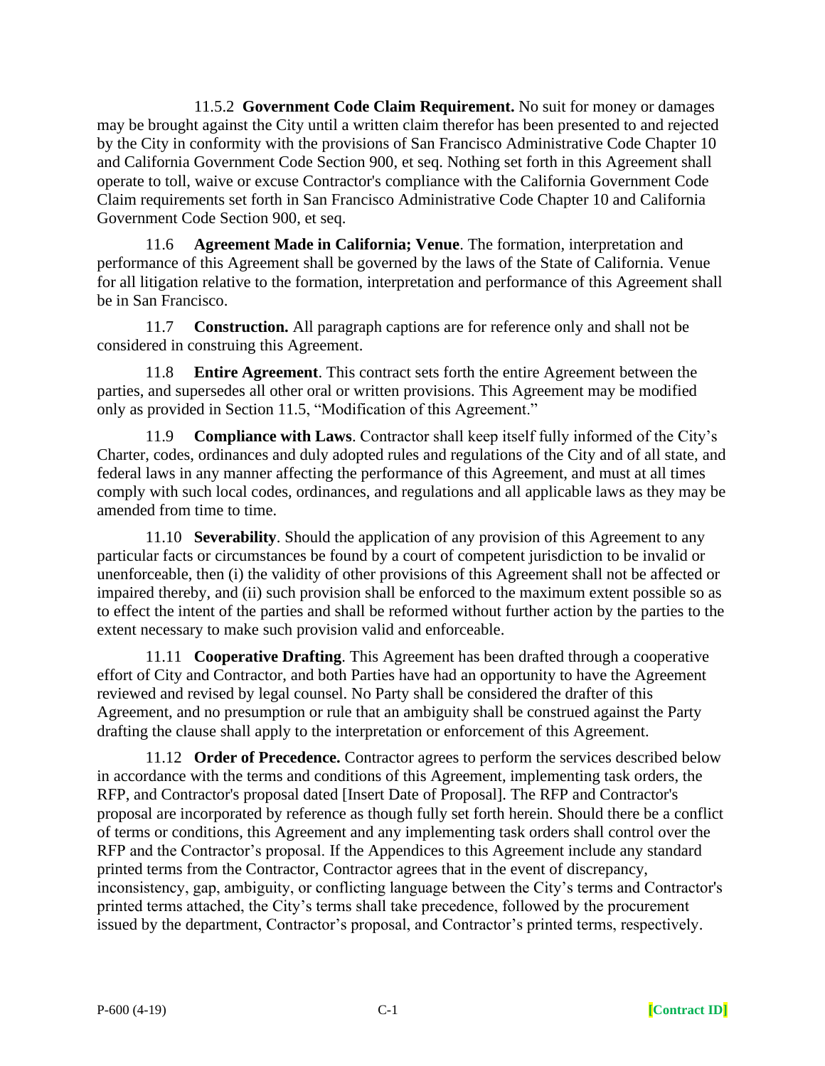11.5.2 **Government Code Claim Requirement.** No suit for money or damages may be brought against the City until a written claim therefor has been presented to and rejected by the City in conformity with the provisions of San Francisco Administrative Code Chapter 10 and California Government Code Section 900, et seq. Nothing set forth in this Agreement shall operate to toll, waive or excuse Contractor's compliance with the California Government Code Claim requirements set forth in San Francisco Administrative Code Chapter 10 and California Government Code Section 900, et seq.

11.6 **Agreement Made in California; Venue**. The formation, interpretation and performance of this Agreement shall be governed by the laws of the State of California. Venue for all litigation relative to the formation, interpretation and performance of this Agreement shall be in San Francisco.

11.7 **Construction.** All paragraph captions are for reference only and shall not be considered in construing this Agreement.

11.8 **Entire Agreement**. This contract sets forth the entire Agreement between the parties, and supersedes all other oral or written provisions. This Agreement may be modified only as provided in Section 11.5, "Modification of this Agreement."

11.9 **Compliance with Laws**. Contractor shall keep itself fully informed of the City's Charter, codes, ordinances and duly adopted rules and regulations of the City and of all state, and federal laws in any manner affecting the performance of this Agreement, and must at all times comply with such local codes, ordinances, and regulations and all applicable laws as they may be amended from time to time.

11.10 **Severability**. Should the application of any provision of this Agreement to any particular facts or circumstances be found by a court of competent jurisdiction to be invalid or unenforceable, then (i) the validity of other provisions of this Agreement shall not be affected or impaired thereby, and (ii) such provision shall be enforced to the maximum extent possible so as to effect the intent of the parties and shall be reformed without further action by the parties to the extent necessary to make such provision valid and enforceable.

11.11 **Cooperative Drafting**. This Agreement has been drafted through a cooperative effort of City and Contractor, and both Parties have had an opportunity to have the Agreement reviewed and revised by legal counsel. No Party shall be considered the drafter of this Agreement, and no presumption or rule that an ambiguity shall be construed against the Party drafting the clause shall apply to the interpretation or enforcement of this Agreement.

11.12 **Order of Precedence.** Contractor agrees to perform the services described below in accordance with the terms and conditions of this Agreement, implementing task orders, the RFP, and Contractor's proposal dated [Insert Date of Proposal]. The RFP and Contractor's proposal are incorporated by reference as though fully set forth herein. Should there be a conflict of terms or conditions, this Agreement and any implementing task orders shall control over the RFP and the Contractor's proposal. If the Appendices to this Agreement include any standard printed terms from the Contractor, Contractor agrees that in the event of discrepancy, inconsistency, gap, ambiguity, or conflicting language between the City's terms and Contractor's printed terms attached, the City's terms shall take precedence, followed by the procurement issued by the department, Contractor's proposal, and Contractor's printed terms, respectively.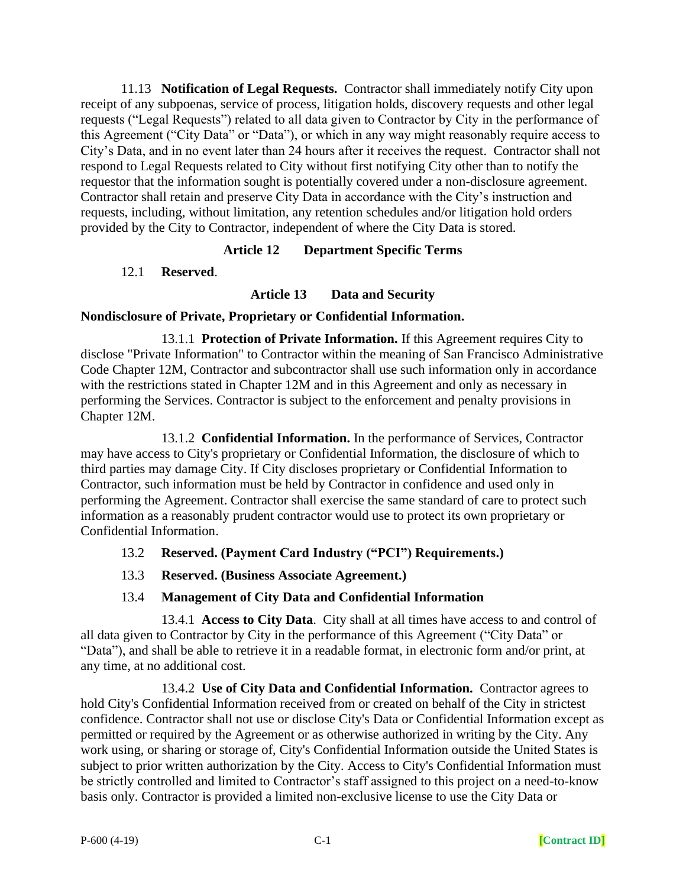11.13 **Notification of Legal Requests.** Contractor shall immediately notify City upon receipt of any subpoenas, service of process, litigation holds, discovery requests and other legal requests ("Legal Requests") related to all data given to Contractor by City in the performance of this Agreement ("City Data" or "Data"), or which in any way might reasonably require access to City's Data, and in no event later than 24 hours after it receives the request. Contractor shall not respond to Legal Requests related to City without first notifying City other than to notify the requestor that the information sought is potentially covered under a non-disclosure agreement. Contractor shall retain and preserve City Data in accordance with the City's instruction and requests, including, without limitation, any retention schedules and/or litigation hold orders provided by the City to Contractor, independent of where the City Data is stored.

## Article 12 Department Specific Terms

12.1 **Reserved**.

## Article 13 Data and Security

**Nondisclosure of Private, Proprietary or Confidential Information.**

13.1.1 **Protection of Private Information.** If this Agreement requires City to disclose "Private Information" to Contractor within the meaning of San Francisco Administrative Code Chapter 12M, Contractor and subcontractor shall use such information only in accordance with the restrictions stated in Chapter 12M and in this Agreement and only as necessary in performing the Services. Contractor is subject to the enforcement and penalty provisions in Chapter 12M.

13.1.2 **Confidential Information.** In the performance of Services, Contractor may have access to City's proprietary or Confidential Information, the disclosure of which to third parties may damage City. If City discloses proprietary or Confidential Information to Contractor, such information must be held by Contractor in confidence and used only in performing the Agreement. Contractor shall exercise the same standard of care to protect such information as a reasonably prudent contractor would use to protect its own proprietary or Confidential Information.

13.2 **Reserved. (Payment Card Industry ("PCI") Requirements.)**

13.3 **Reserved. (Business Associate Agreement.)**

13.4 **Management of City Data and Confidential Information**

13.4.1 **Access to City Data**. City shall at all times have access to and control of all data given to Contractor by City in the performance of this Agreement ("City Data" or "Data"), and shall be able to retrieve it in a readable format, in electronic form and/or print, at any time, at no additional cost.

13.4.2 **Use of City Data and Confidential Information.** Contractor agrees to hold City's Confidential Information received from or created on behalf of the City in strictest confidence. Contractor shall not use or disclose City's Data or Confidential Information except as permitted or required by the Agreement or as otherwise authorized in writing by the City. Any work using, or sharing or storage of, City's Confidential Information outside the United States is subject to prior written authorization by the City. Access to City's Confidential Information must be strictly controlled and limited to Contractor's staff assigned to this project on a need-to-know basis only. Contractor is provided a limited non-exclusive license to use the City Data or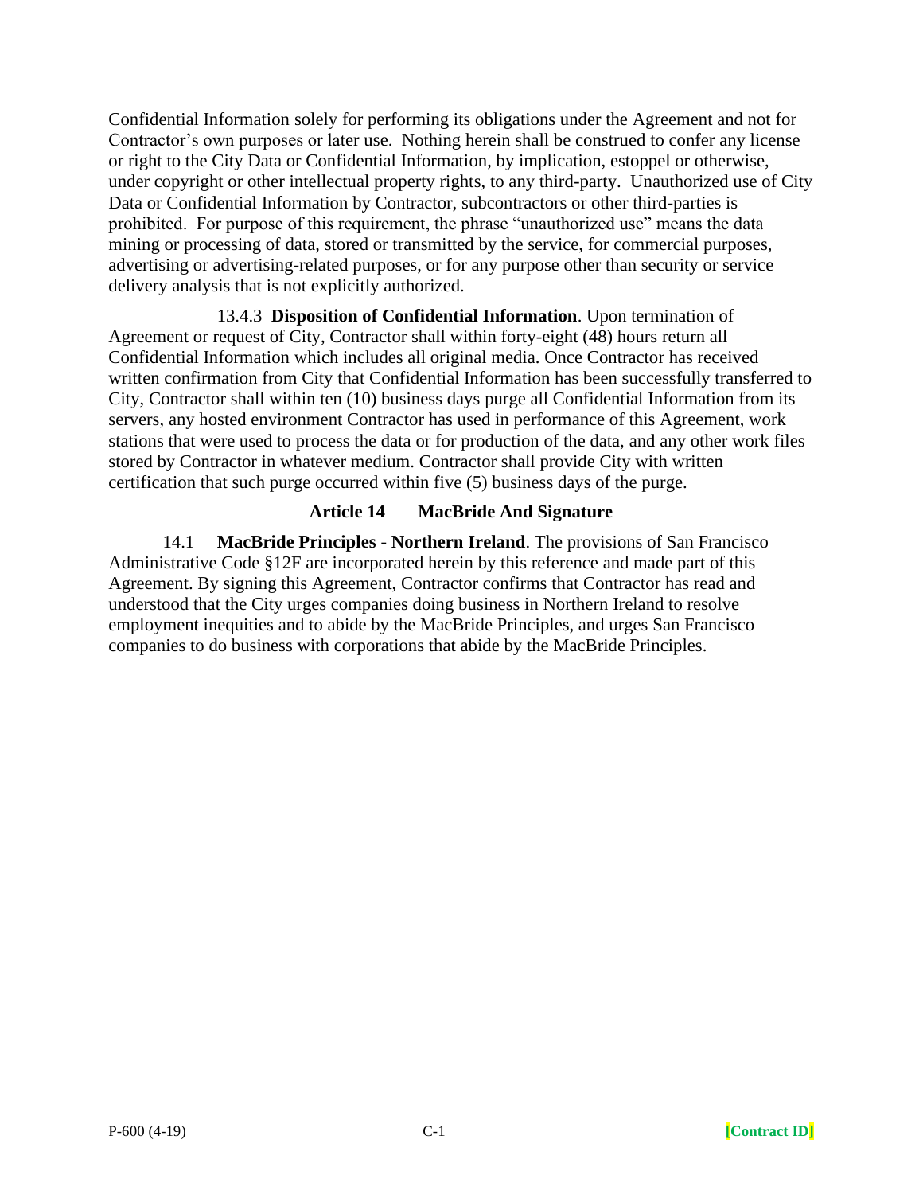Confidential Information solely for performing its obligations under the Agreement and not for Contractor's own purposes or later use. Nothing herein shall be construed to confer any license or right to the City Data or Confidential Information, by implication, estoppel or otherwise, under copyright or other intellectual property rights, to any third-party. Unauthorized use of City Data or Confidential Information by Contractor, subcontractors or other third-parties is prohibited. For purpose of this requirement, the phrase "unauthorized use" means the data mining or processing of data, stored or transmitted by the service, for commercial purposes, advertising or advertising-related purposes, or for any purpose other than security or service delivery analysis that is not explicitly authorized.

13.4.3 **Disposition of Confidential Information**. Upon termination of Agreement or request of City, Contractor shall within forty-eight (48) hours return all Confidential Information which includes all original media. Once Contractor has received written confirmation from City that Confidential Information has been successfully transferred to City, Contractor shall within ten (10) business days purge all Confidential Information from its servers, any hosted environment Contractor has used in performance of this Agreement, work stations that were used to process the data or for production of the data, and any other work files stored by Contractor in whatever medium. Contractor shall provide City with written certification that such purge occurred within five (5) business days of the purge.

## Article 14 MacBride And Signature

14.1 **MacBride Principles - Northern Ireland**. The provisions of San Francisco Administrative Code §12F are incorporated herein by this reference and made part of this Agreement. By signing this Agreement, Contractor confirms that Contractor has read and understood that the City urges companies doing business in Northern Ireland to resolve employment inequities and to abide by the MacBride Principles, and urges San Francisco companies to do business with corporations that abide by the MacBride Principles.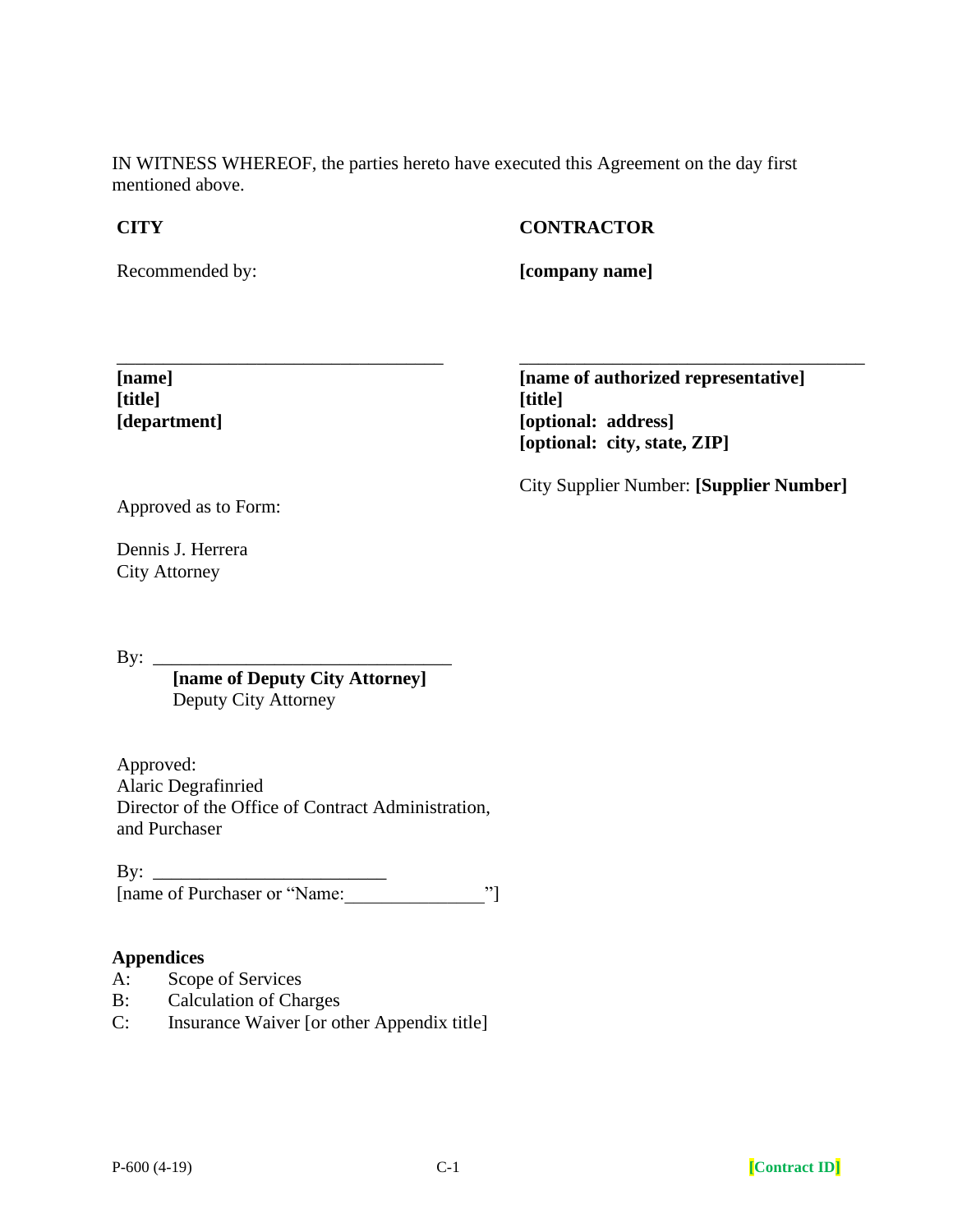IN WITNESS WHEREOF, the parties hereto have executed this Agreement on the day first mentioned above.

**CITY**

Recommended by:

_________________________________

**[name]**
**[title]**
**[department]**

Approved as to Form:

Dennis J. Herrera
City Attorney

By: _____________________________
**[name of Deputy City Attorney]**
Deputy City Attorney

Approved:
Alaric Degrafinried
Director of the Office of Contract Administration, and Purchaser

By: ______________________
[name of Purchaser or "Name:______________"]

**CONTRACTOR**

**[company name]**

___________________________________

**[name of authorized representative]**
**[title]**
**[optional: address]**
**[optional: city, state, ZIP]**

City Supplier Number: **[Supplier Number]**

**Appendices**

A: Scope of Services
B: Calculation of Charges
C: Insurance Waiver [or other Appendix title]